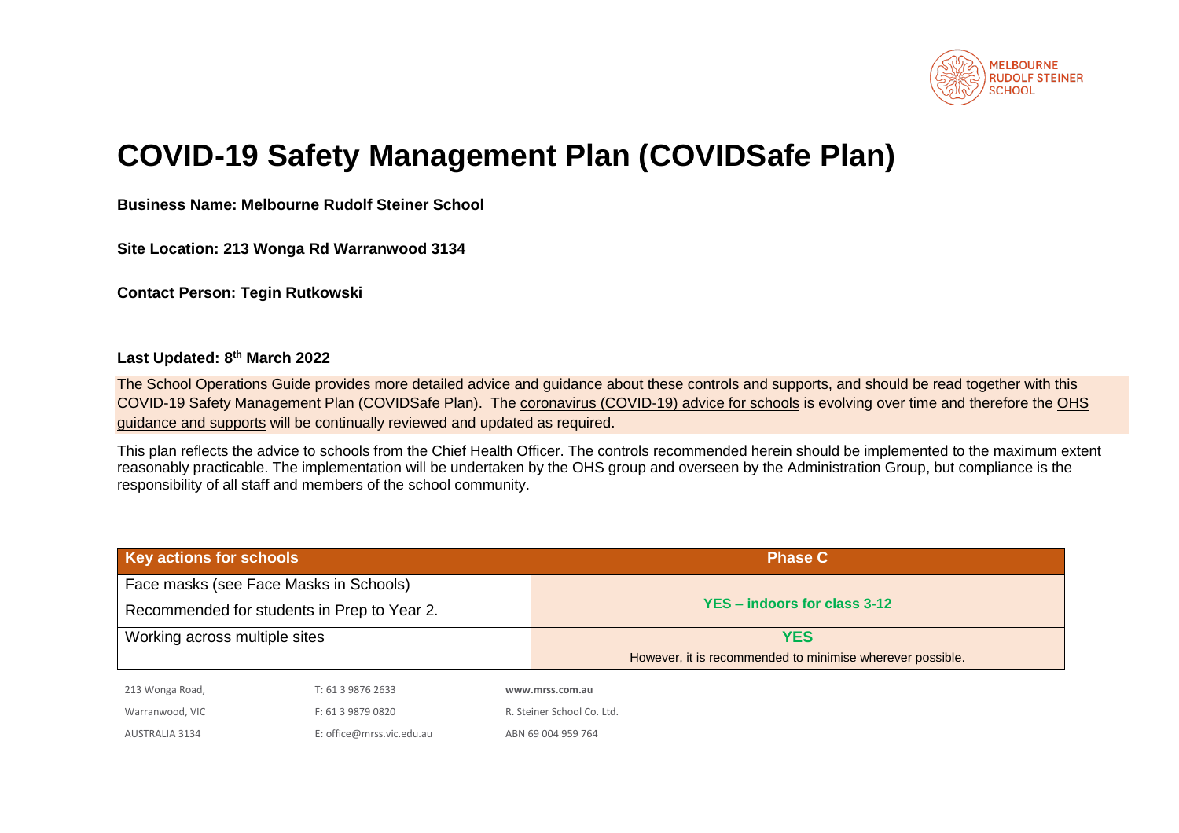# COVID-19 Safety Management Plan (COVIDSafe Plan)

**Business Name: Melbourne Rudolf Steiner School**

**Site Location: 213 Wonga Rd Warranwood 3134**

**Contact Person: Tegin Rutkowski**

**Last Updated: 8th March 2022**

The School Operations Guide provides more detailed advice and guidance about these controls and supports, and should be read together with this COVID-19 Safety Management Plan (COVIDSafe Plan). The coronavirus (COVID-19) advice for schools is evolving over time and therefore the OHS guidance and supports will be continually reviewed and updated as required.

This plan reflects the advice to schools from the Chief Health Officer. The controls recommended herein should be implemented to the maximum extent reasonably practicable. The implementation will be undertaken by the OHS group and overseen by the Administration Group, but compliance is the responsibility of all staff and members of the school community.

| Key actions for schools | Phase C |
|---|---|
| Face masks (see Face Masks in Schools)<br>Recommended for students in Prep to Year 2. | **YES – indoors for class 3-12** |
| Working across multiple sites | **YES**<br>However, it is recommended to minimise wherever possible. |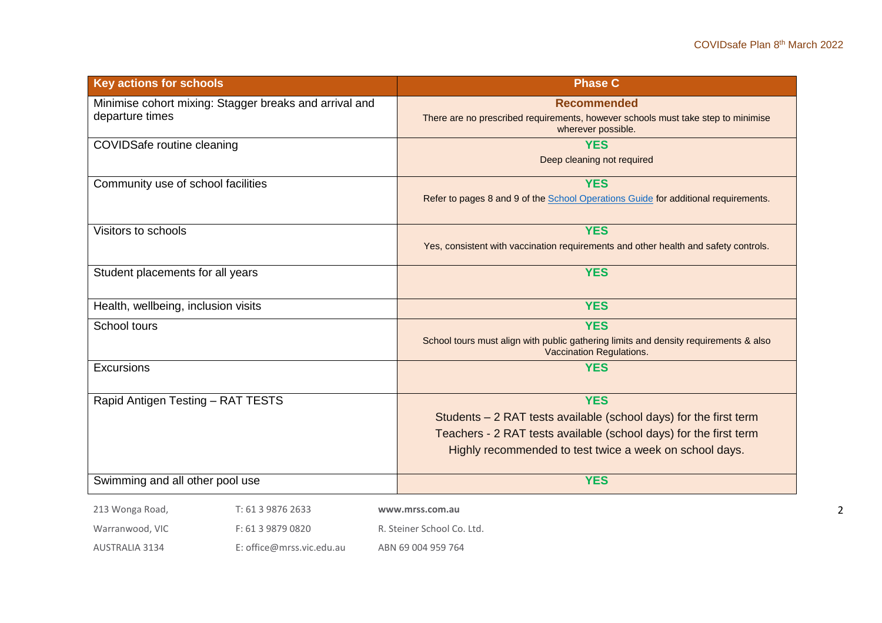| Key actions for schools | Phase C |
|---|---|
| Minimise cohort mixing: Stagger breaks and arrival and departure times | **Recommended**<br>There are no prescribed requirements, however schools must take step to minimise wherever possible. |
| COVIDSafe routine cleaning | **YES**<br>Deep cleaning not required |
| Community use of school facilities | **YES**<br>Refer to pages 8 and 9 of the School Operations Guide for additional requirements. |
| Visitors to schools | **YES**<br>Yes, consistent with vaccination requirements and other health and safety controls. |
| Student placements for all years | **YES** |
| Health, wellbeing, inclusion visits | **YES** |
| School tours | **YES**<br>School tours must align with public gathering limits and density requirements & also Vaccination Regulations. |
| Excursions | **YES** |
| Rapid Antigen Testing – RAT TESTS | **YES**<br>Students – 2 RAT tests available (school days) for the first term<br>Teachers - 2 RAT tests available (school days) for the first term<br>Highly recommended to test twice a week on school days. |
| Swimming and all other pool use | **YES** |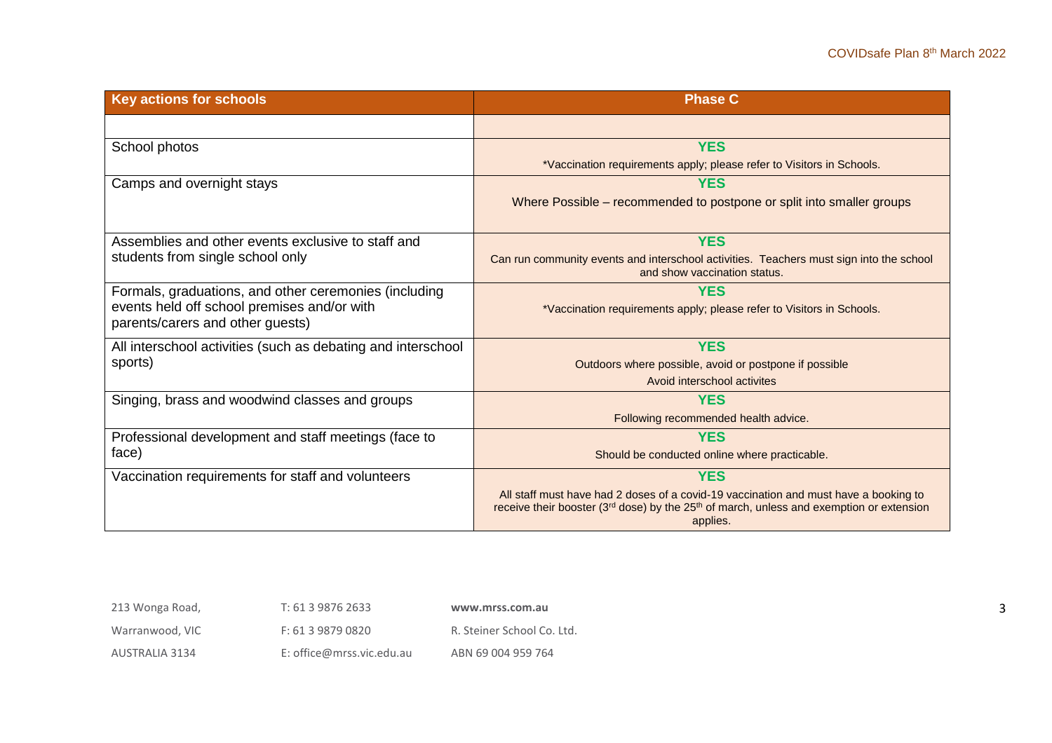| Key actions for schools | Phase C |
|---|---|
| | |
| School photos | **YES**<br>*Vaccination requirements apply; please refer to Visitors in Schools. |
| Camps and overnight stays | **YES**<br>Where Possible – recommended to postpone or split into smaller groups |
| Assemblies and other events exclusive to staff and students from single school only | **YES**<br>Can run community events and interschool activities. Teachers must sign into the school and show vaccination status. |
| Formals, graduations, and other ceremonies (including events held off school premises and/or with parents/carers and other guests) | **YES**<br>*Vaccination requirements apply; please refer to Visitors in Schools. |
| All interschool activities (such as debating and interschool sports) | **YES**<br>Outdoors where possible, avoid or postpone if possible<br>Avoid interschool activites |
| Singing, brass and woodwind classes and groups | **YES**<br>Following recommended health advice. |
| Professional development and staff meetings (face to face) | **YES**<br>Should be conducted online where practicable. |
| Vaccination requirements for staff and volunteers | **YES**<br>All staff must have had 2 doses of a covid-19 vaccination and must have a booking to receive their booster (3rd dose) by the 25th of march, unless and exemption or extension applies. |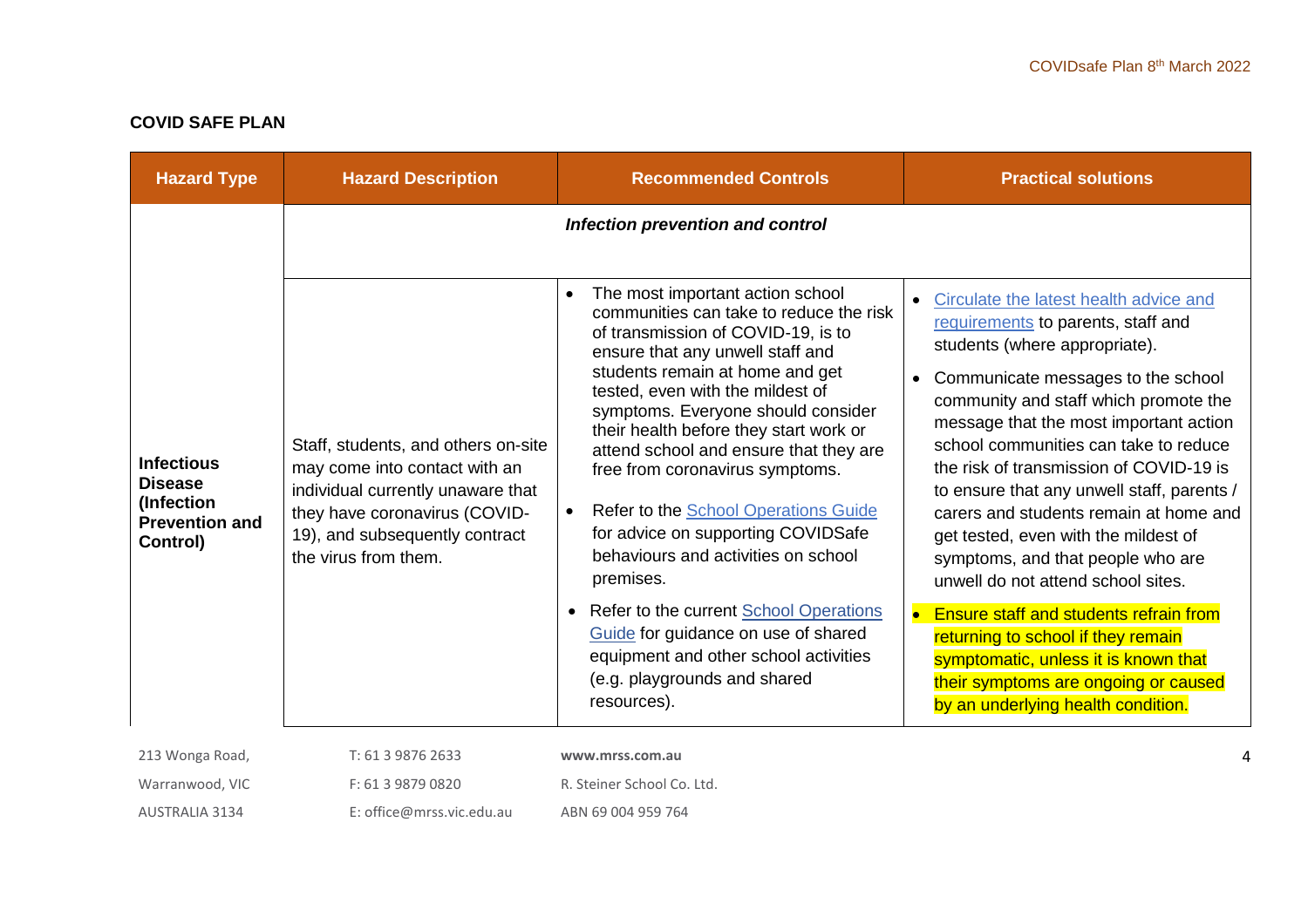**COVID SAFE PLAN**

| Hazard Type | Hazard Description | Recommended Controls | Practical solutions |
|---|---|---|---|
| | *Infection prevention and control* | | |
| **Infectious Disease (Infection Prevention and Control)** | Staff, students, and others on-site may come into contact with an individual currently unaware that they have coronavirus (COVID-19), and subsequently contract the virus from them. | • The most important action school communities can take to reduce the risk of transmission of COVID-19, is to ensure that any unwell staff and students remain at home and get tested, even with the mildest of symptoms. Everyone should consider their health before they start work or attend school and ensure that they are free from coronavirus symptoms.<br>• Refer to the School Operations Guide for advice on supporting COVIDSafe behaviours and activities on school premises.<br>• Refer to the current School Operations Guide for guidance on use of shared equipment and other school activities (e.g. playgrounds and shared resources). | • Circulate the latest health advice and requirements to parents, staff and students (where appropriate).<br>• Communicate messages to the school community and staff which promote the message that the most important action school communities can take to reduce the risk of transmission of COVID-19 is to ensure that any unwell staff, parents / carers and students remain at home and get tested, even with the mildest of symptoms, and that people who are unwell do not attend school sites.<br>• Ensure staff and students refrain from returning to school if they remain symptomatic, unless it is known that their symptoms are ongoing or caused by an underlying health condition. |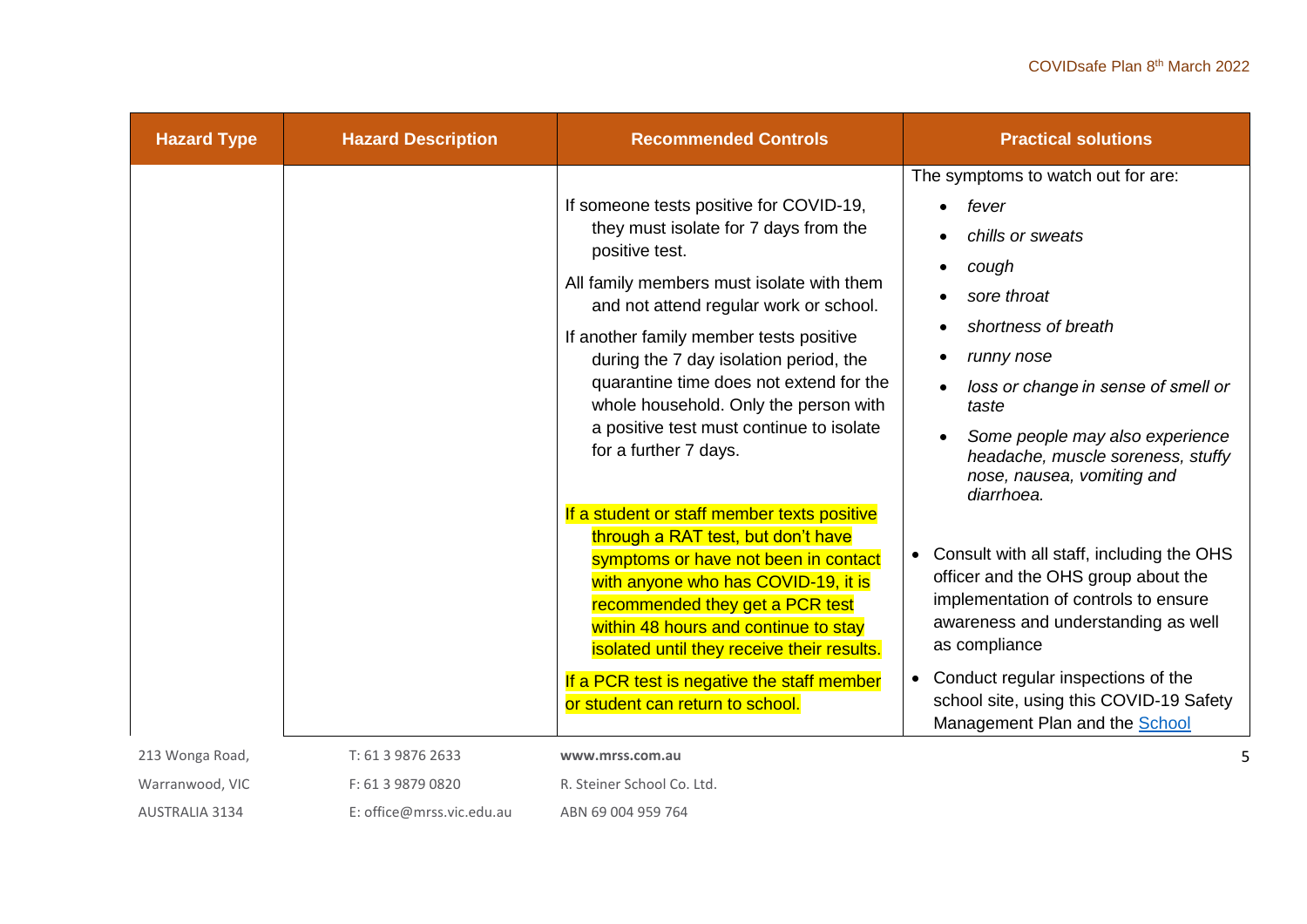| Hazard Type | Hazard Description | Recommended Controls | Practical solutions |
|---|---|---|---|
| | | If someone tests positive for COVID-19, they must isolate for 7 days from the positive test.<br><br>All family members must isolate with them and not attend regular work or school.<br><br>If another family member tests positive during the 7 day isolation period, the quarantine time does not extend for the whole household. Only the person with a positive test must continue to isolate for a further 7 days.<br><br>If a student or staff member texts positive through a RAT test, but don't have symptoms or have not been in contact with anyone who has COVID-19, it is recommended they get a PCR test within 48 hours and continue to stay isolated until they receive their results.<br><br>If a PCR test is negative the staff member or student can return to school. | The symptoms to watch out for are:<br>• *fever*<br>• *chills or sweats*<br>• *cough*<br>• *sore throat*<br>• *shortness of breath*<br>• *runny nose*<br>• *loss or change in sense of smell or taste*<br>• *Some people may also experience headache, muscle soreness, stuffy nose, nausea, vomiting and diarrhoea.*<br><br>• Consult with all staff, including the OHS officer and the OHS group about the implementation of controls to ensure awareness and understanding as well as compliance<br>• Conduct regular inspections of the school site, using this COVID-19 Safety Management Plan and the School |

213 Wonga Road, Warranwood, VIC AUSTRALIA 3134 | T: 61 3 9876 2633 | F: 61 3 9879 0820 | E: office@mrss.vic.edu.au | www.mrss.com.au | R. Steiner School Co. Ltd. | ABN 69 004 959 764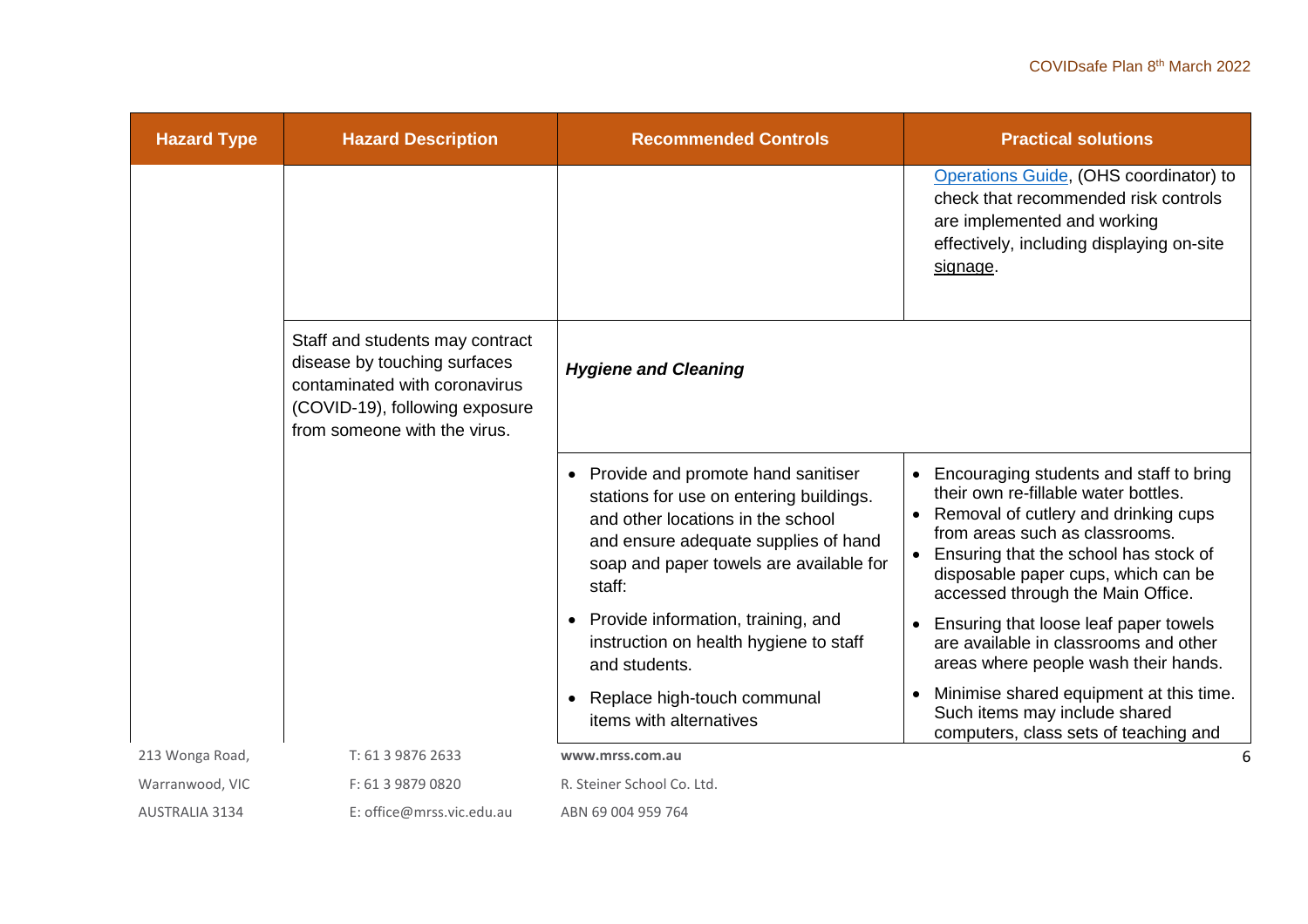| Hazard Type | Hazard Description | Recommended Controls | Practical solutions |
| --- | --- | --- | --- |
| | | | Operations Guide, (OHS coordinator) to check that recommended risk controls are implemented and working effectively, including displaying on-site signage. |
| | Staff and students may contract disease by touching surfaces contaminated with coronavirus (COVID-19), following exposure from someone with the virus. | ***Hygiene and Cleaning*** | |
| | | • Provide and promote hand sanitiser stations for use on entering buildings. and other locations in the school and ensure adequate supplies of hand soap and paper towels are available for staff:<br>• Provide information, training, and instruction on health hygiene to staff and students.<br>• Replace high-touch communal items with alternatives | • Encouraging students and staff to bring their own re-fillable water bottles.<br>• Removal of cutlery and drinking cups from areas such as classrooms.<br>• Ensuring that the school has stock of disposable paper cups, which can be accessed through the Main Office.<br>• Ensuring that loose leaf paper towels are available in classrooms and other areas where people wash their hands.<br>• Minimise shared equipment at this time. Such items may include shared computers, class sets of teaching and |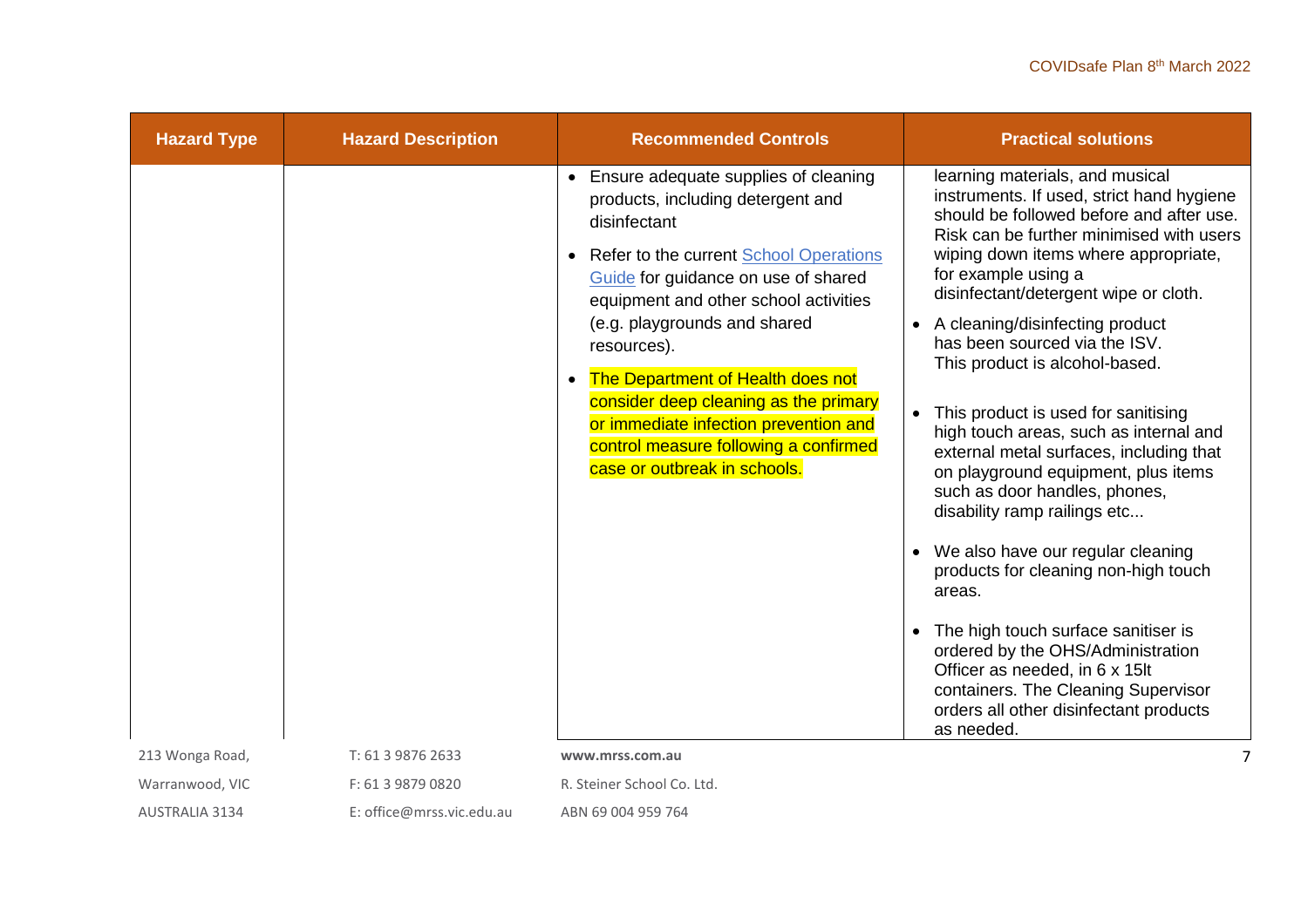| Hazard Type | Hazard Description | Recommended Controls | Practical solutions |
|---|---|---|---|
| | | • Ensure adequate supplies of cleaning products, including detergent and disinfectant<br>• Refer to the current [School Operations Guide]() for guidance on use of shared equipment and other school activities (e.g. playgrounds and shared resources).<br>• The Department of Health does not consider deep cleaning as the primary or immediate infection prevention and control measure following a confirmed case or outbreak in schools. | learning materials, and musical instruments. If used, strict hand hygiene should be followed before and after use. Risk can be further minimised with users wiping down items where appropriate, for example using a disinfectant/detergent wipe or cloth.<br>• A cleaning/disinfecting product has been sourced via the ISV. This product is alcohol-based.<br>• This product is used for sanitising high touch areas, such as internal and external metal surfaces, including that on playground equipment, plus items such as door handles, phones, disability ramp railings etc...<br>• We also have our regular cleaning products for cleaning non-high touch areas.<br>• The high touch surface sanitiser is ordered by the OHS/Administration Officer as needed, in 6 x 15lt containers. The Cleaning Supervisor orders all other disinfectant products as needed. |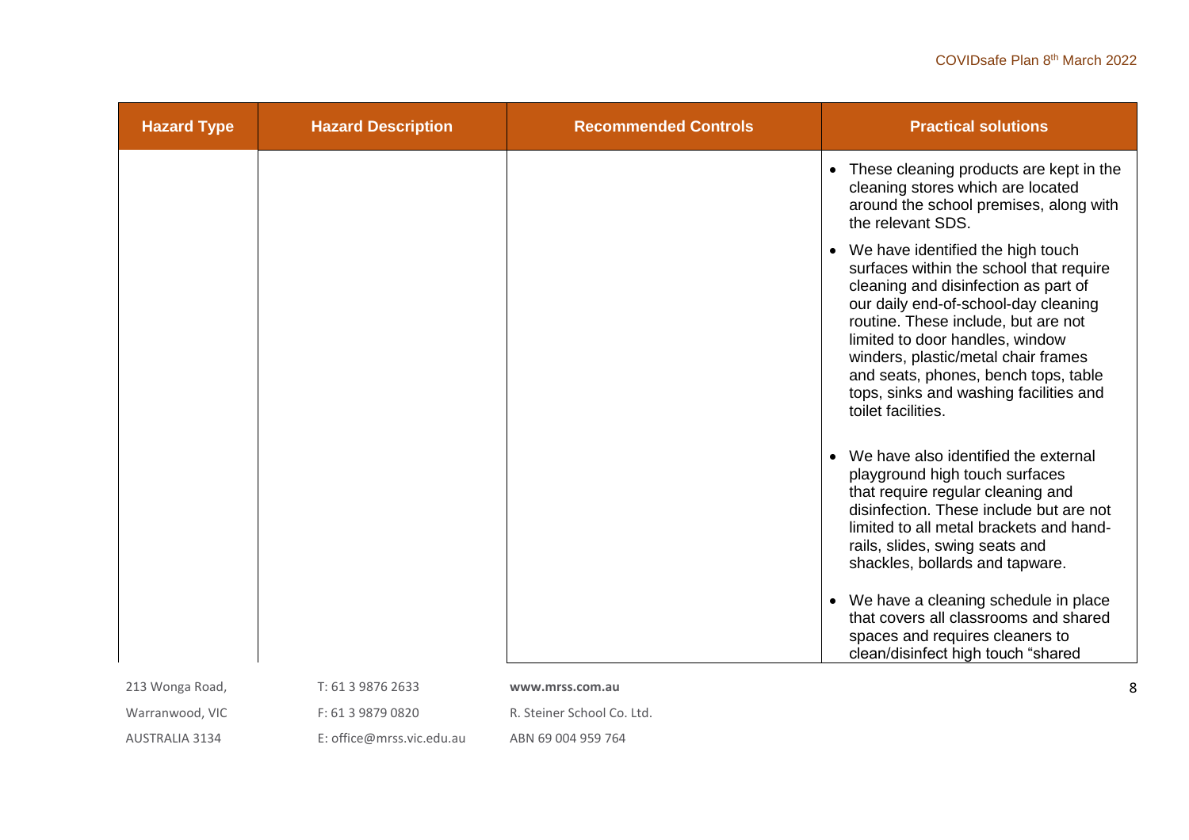| Hazard Type | Hazard Description | Recommended Controls | Practical solutions |
|---|---|---|---|
| | | | • These cleaning products are kept in the cleaning stores which are located around the school premises, along with the relevant SDS.<br>• We have identified the high touch surfaces within the school that require cleaning and disinfection as part of our daily end-of-school-day cleaning routine. These include, but are not limited to door handles, window winders, plastic/metal chair frames and seats, phones, bench tops, table tops, sinks and washing facilities and toilet facilities.<br>• We have also identified the external playground high touch surfaces that require regular cleaning and disinfection. These include but are not limited to all metal brackets and hand-rails, slides, swing seats and shackles, bollards and tapware.<br>• We have a cleaning schedule in place that covers all classrooms and shared spaces and requires cleaners to clean/disinfect high touch "shared |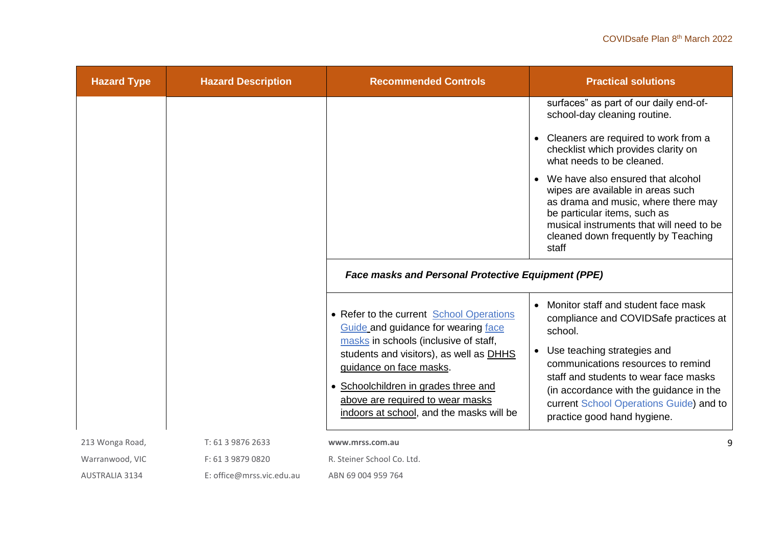| Hazard Type | Hazard Description | Recommended Controls | Practical solutions |
| --- | --- | --- | --- |
| | | | surfaces" as part of our daily end-of-school-day cleaning routine.<br>• Cleaners are required to work from a checklist which provides clarity on what needs to be cleaned.<br>• We have also ensured that alcohol wipes are available in areas such as drama and music, where there may be particular items, such as musical instruments that will need to be cleaned down frequently by Teaching staff |
| | | ***Face masks and Personal Protective Equipment (PPE)*** | |
| | | • Refer to the current School Operations Guide and guidance for wearing face masks in schools (inclusive of staff, students and visitors), as well as DHHS guidance on face masks.<br>• Schoolchildren in grades three and above are required to wear masks indoors at school, and the masks will be | • Monitor staff and student face mask compliance and COVIDSafe practices at school.<br>• Use teaching strategies and communications resources to remind staff and students to wear face masks (in accordance with the guidance in the current School Operations Guide) and to practice good hand hygiene. |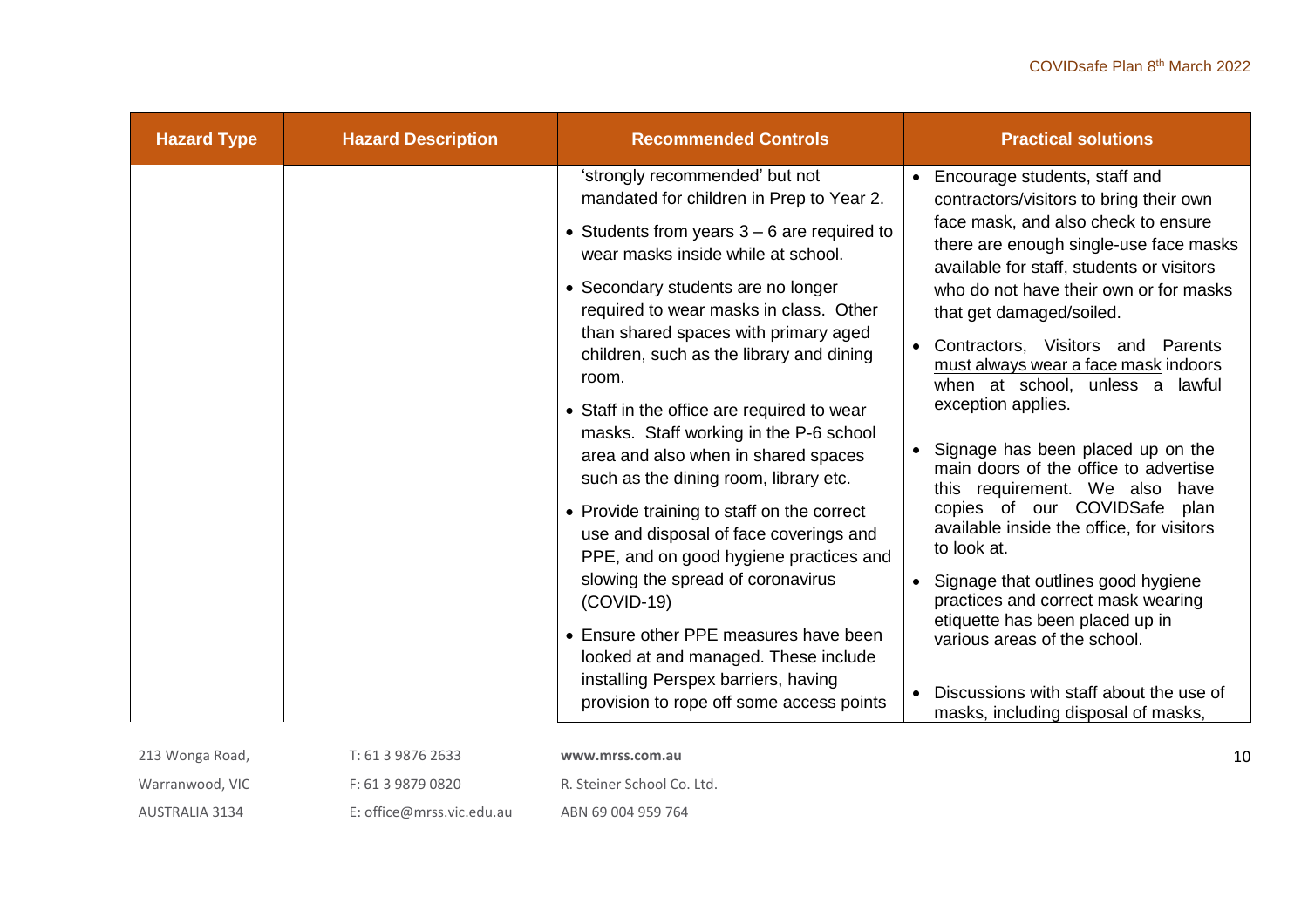| Hazard Type | Hazard Description | Recommended Controls | Practical solutions |
|---|---|---|---|
| | | 'strongly recommended' but not mandated for children in Prep to Year 2.<br>• Students from years 3 – 6 are required to wear masks inside while at school.<br>• Secondary students are no longer required to wear masks in class. Other than shared spaces with primary aged children, such as the library and dining room.<br>• Staff in the office are required to wear masks. Staff working in the P-6 school area and also when in shared spaces such as the dining room, library etc.<br>• Provide training to staff on the correct use and disposal of face coverings and PPE, and on good hygiene practices and slowing the spread of coronavirus (COVID-19)<br>• Ensure other PPE measures have been looked at and managed. These include installing Perspex barriers, having provision to rope off some access points | • Encourage students, staff and contractors/visitors to bring their own face mask, and also check to ensure there are enough single-use face masks available for staff, students or visitors who do not have their own or for masks that get damaged/soiled.<br>• Contractors, Visitors and Parents must always wear a face mask indoors when at school, unless a lawful exception applies.<br>• Signage has been placed up on the main doors of the office to advertise this requirement. We also have copies of our COVIDSafe plan available inside the office, for visitors to look at.<br>• Signage that outlines good hygiene practices and correct mask wearing etiquette has been placed up in various areas of the school.<br>• Discussions with staff about the use of masks, including disposal of masks, |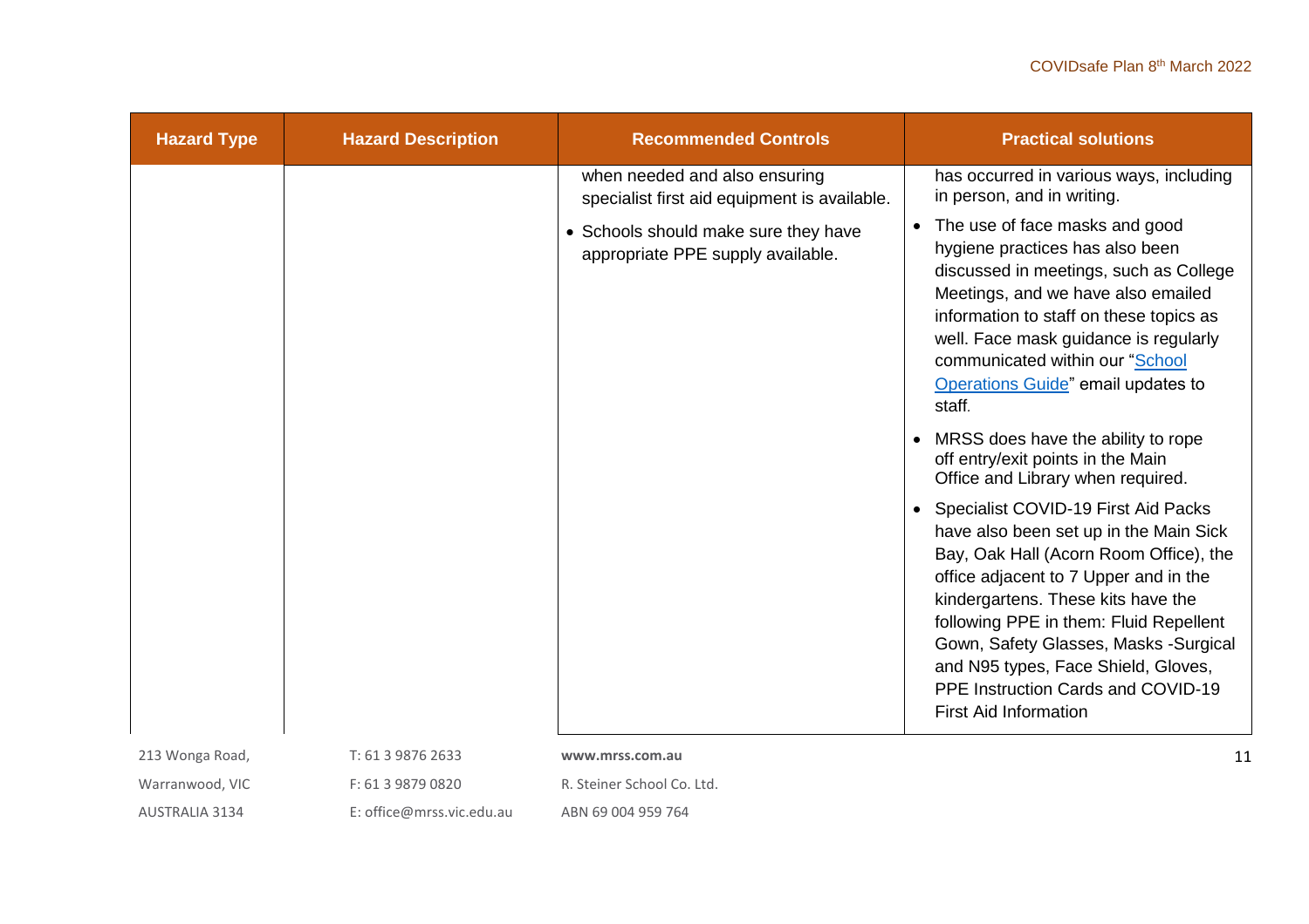| Hazard Type | Hazard Description | Recommended Controls | Practical solutions |
|---|---|---|---|
| | | when needed and also ensuring specialist first aid equipment is available.<br>• Schools should make sure they have appropriate PPE supply available. | has occurred in various ways, including in person, and in writing.<br>• The use of face masks and good hygiene practices has also been discussed in meetings, such as College Meetings, and we have also emailed information to staff on these topics as well. Face mask guidance is regularly communicated within our "School Operations Guide" email updates to staff.<br>• MRSS does have the ability to rope off entry/exit points in the Main Office and Library when required.<br>• Specialist COVID-19 First Aid Packs have also been set up in the Main Sick Bay, Oak Hall (Acorn Room Office), the office adjacent to 7 Upper and in the kindergartens. These kits have the following PPE in them: Fluid Repellent Gown, Safety Glasses, Masks -Surgical and N95 types, Face Shield, Gloves, PPE Instruction Cards and COVID-19 First Aid Information |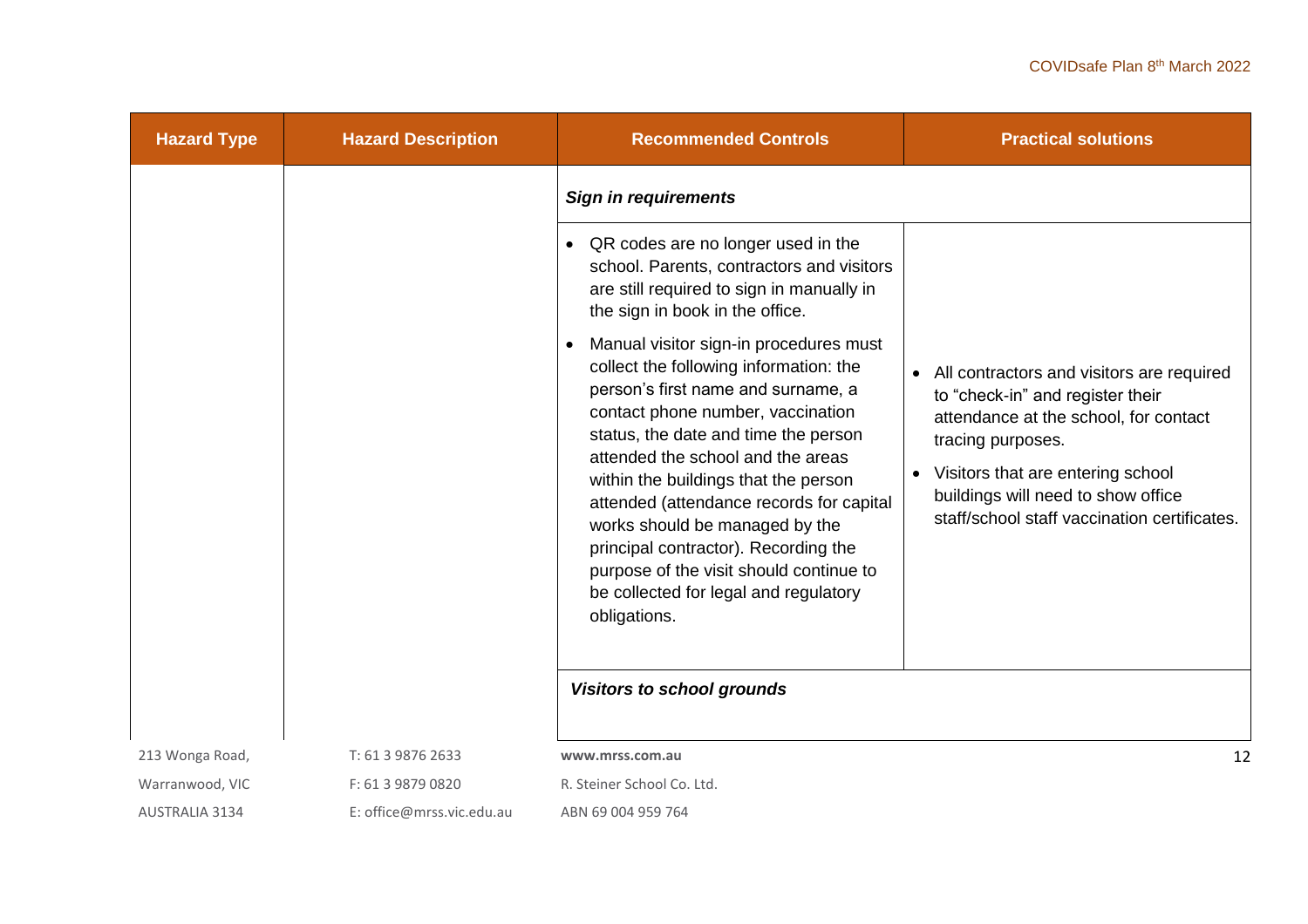| Hazard Type | Hazard Description | Recommended Controls | Practical solutions |
|---|---|---|---|
| | | ***Sign in requirements*** | |
| | | • QR codes are no longer used in the school. Parents, contractors and visitors are still required to sign in manually in the sign in book in the office.<br>• Manual visitor sign-in procedures must collect the following information: the person's first name and surname, a contact phone number, vaccination status, the date and time the person attended the school and the areas within the buildings that the person attended (attendance records for capital works should be managed by the principal contractor). Recording the purpose of the visit should continue to be collected for legal and regulatory obligations. | • All contractors and visitors are required to "check-in" and register their attendance at the school, for contact tracing purposes.<br>• Visitors that are entering school buildings will need to show office staff/school staff vaccination certificates. |
| | | ***Visitors to school grounds*** | |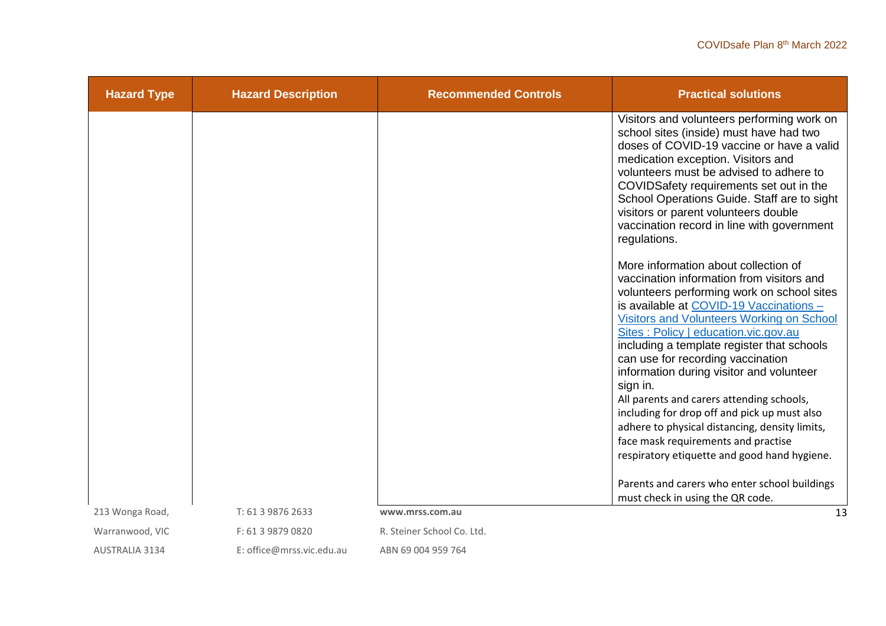| Hazard Type | Hazard Description | Recommended Controls | Practical solutions |
|---|---|---|---|
| | | | Visitors and volunteers performing work on school sites (inside) must have had two doses of COVID-19 vaccine or have a valid medication exception. Visitors and volunteers must be advised to adhere to COVIDSafety requirements set out in the School Operations Guide. Staff are to sight visitors or parent volunteers double vaccination record in line with government regulations.<br><br>More information about collection of vaccination information from visitors and volunteers performing work on school sites is available at [COVID-19 Vaccinations – Visitors and Volunteers Working on School Sites : Policy \| education.vic.gov.au]() including a template register that schools can use for recording vaccination information during visitor and volunteer sign in.<br>All parents and carers attending schools, including for drop off and pick up must also adhere to physical distancing, density limits, face mask requirements and practise respiratory etiquette and good hand hygiene.<br><br>Parents and carers who enter school buildings must check in using the QR code. |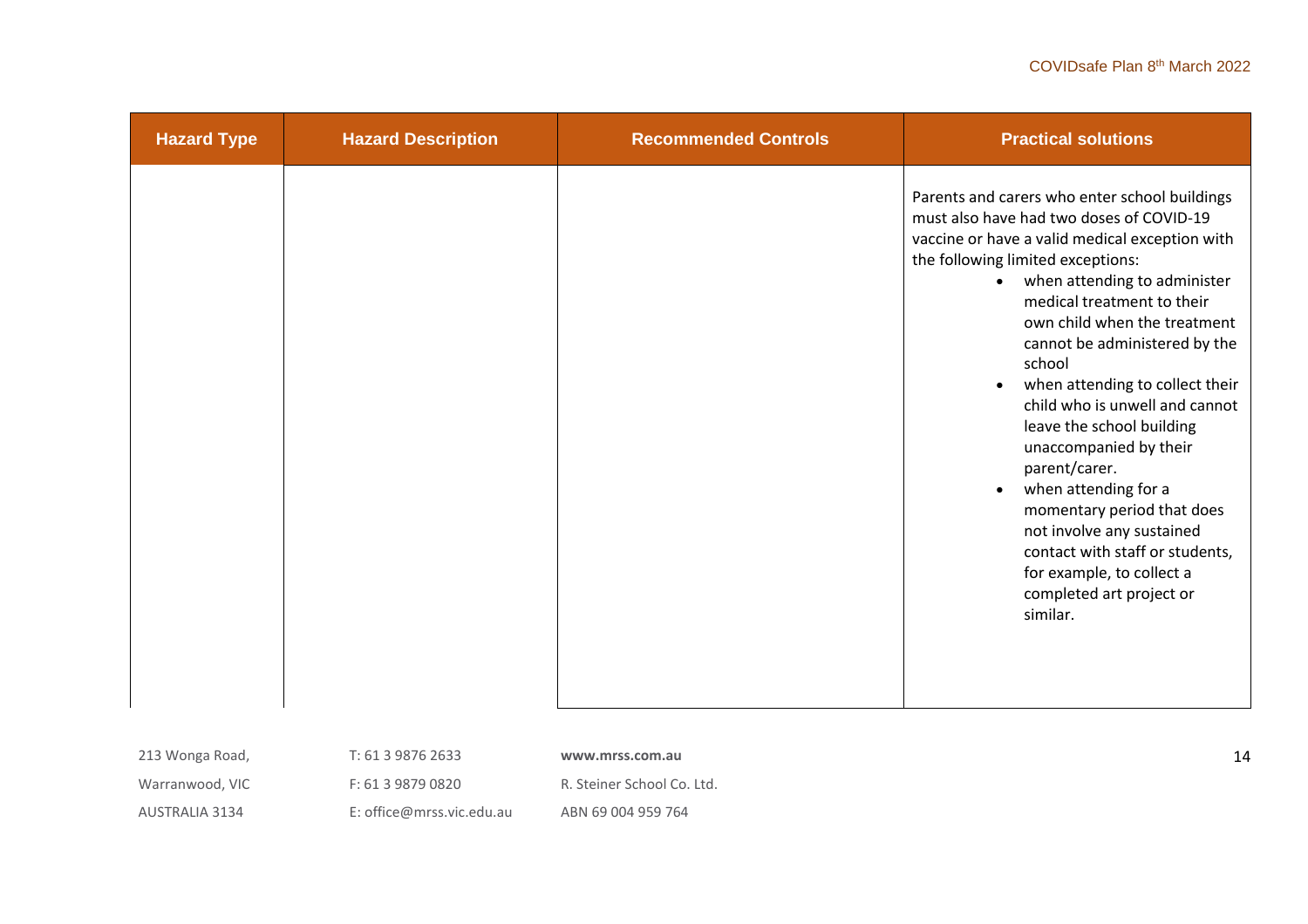| Hazard Type | Hazard Description | Recommended Controls | Practical solutions |
|---|---|---|---|
| | | | Parents and carers who enter school buildings must also have had two doses of COVID-19 vaccine or have a valid medical exception with the following limited exceptions:<br>• when attending to administer medical treatment to their own child when the treatment cannot be administered by the school<br>• when attending to collect their child who is unwell and cannot leave the school building unaccompanied by their parent/carer.<br>• when attending for a momentary period that does not involve any sustained contact with staff or students, for example, to collect a completed art project or similar. |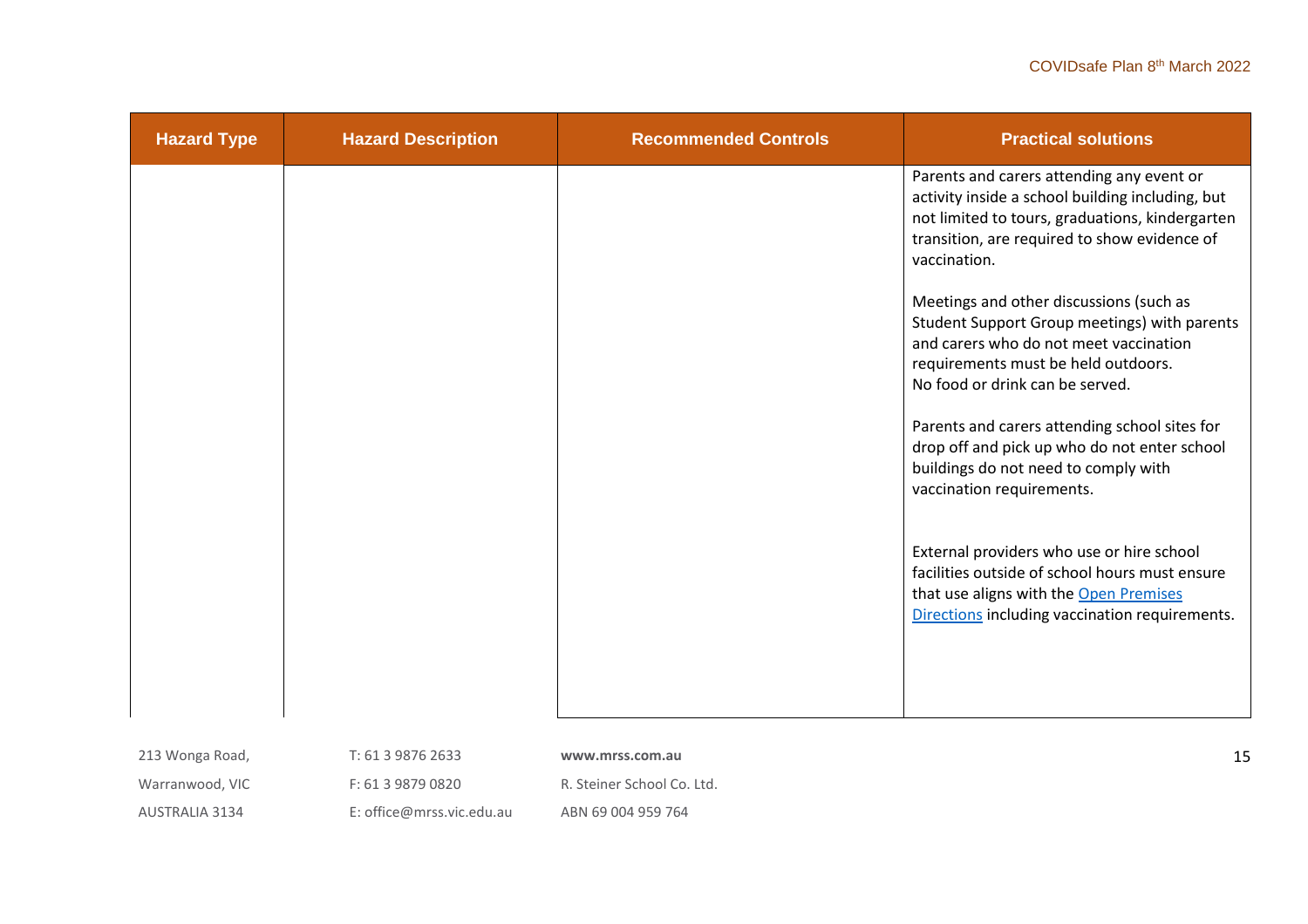| Hazard Type | Hazard Description | Recommended Controls | Practical solutions |
|---|---|---|---|
| | | | Parents and carers attending any event or activity inside a school building including, but not limited to tours, graduations, kindergarten transition, are required to show evidence of vaccination.<br><br>Meetings and other discussions (such as Student Support Group meetings) with parents and carers who do not meet vaccination requirements must be held outdoors.<br>No food or drink can be served.<br><br>Parents and carers attending school sites for drop off and pick up who do not enter school buildings do not need to comply with vaccination requirements.<br><br>External providers who use or hire school facilities outside of school hours must ensure that use aligns with the Open Premises Directions including vaccination requirements. |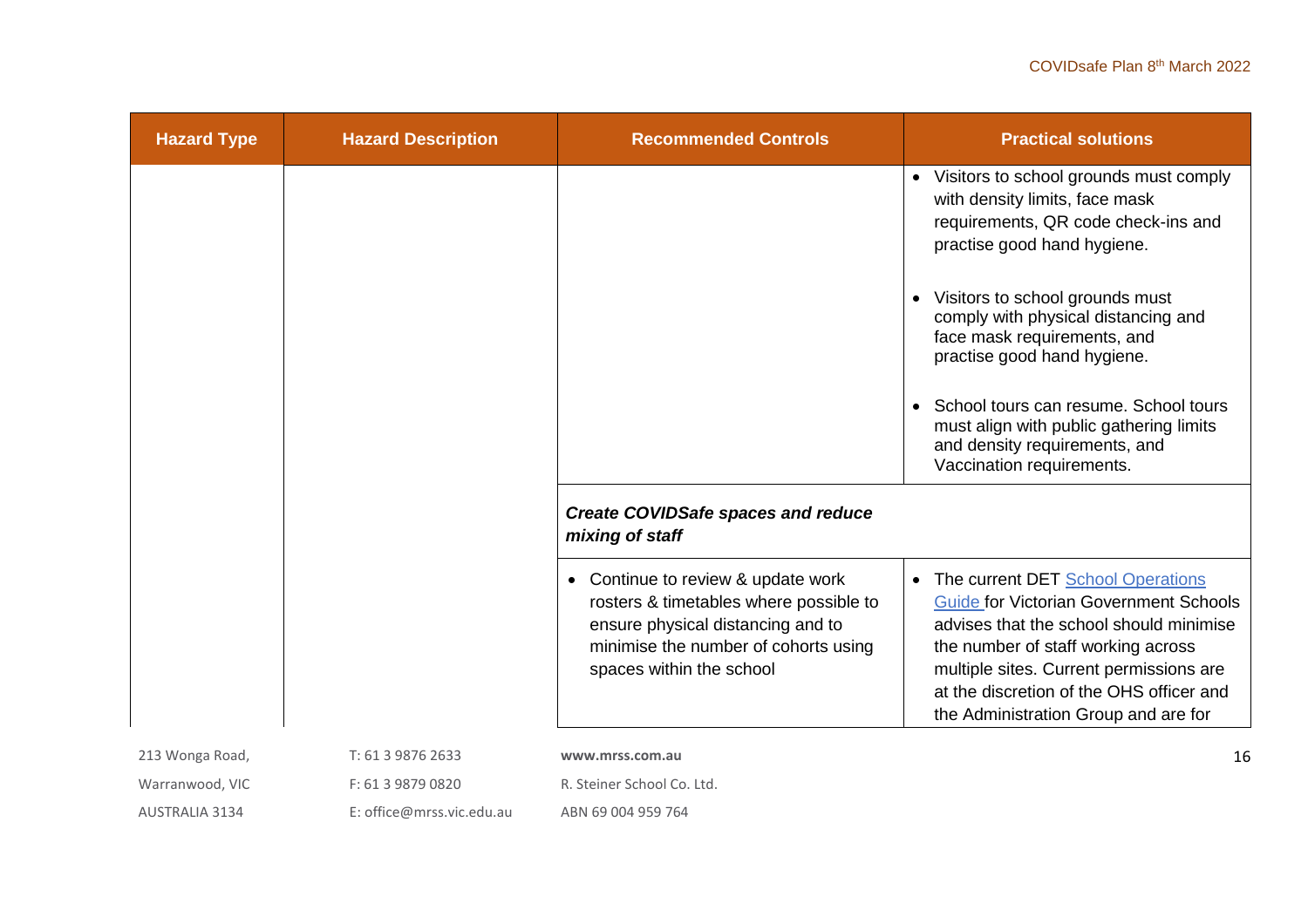| Hazard Type | Hazard Description | Recommended Controls | Practical solutions |
| --- | --- | --- | --- |
| | | | • Visitors to school grounds must comply with density limits, face mask requirements, QR code check-ins and practise good hand hygiene.<br><br>• Visitors to school grounds must comply with physical distancing and face mask requirements, and practise good hand hygiene.<br><br>• School tours can resume. School tours must align with public gathering limits and density requirements, and Vaccination requirements. |
| | | ***Create COVIDSafe spaces and reduce mixing of staff*** | |
| | | • Continue to review & update work rosters & timetables where possible to ensure physical distancing and to minimise the number of cohorts using spaces within the school | • The current DET [School Operations Guide](#) for Victorian Government Schools advises that the school should minimise the number of staff working across multiple sites. Current permissions are at the discretion of the OHS officer and the Administration Group and are for |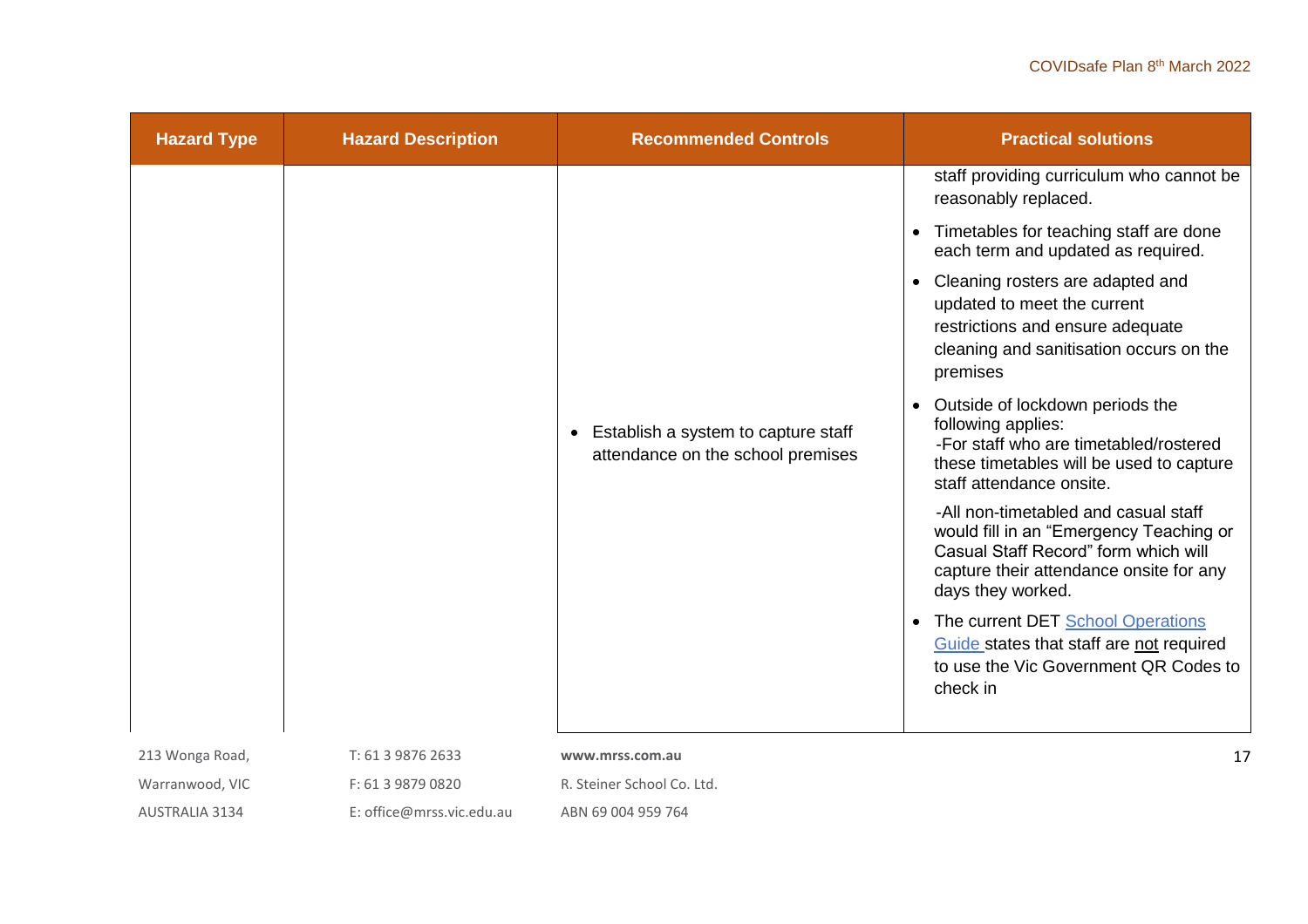| Hazard Type | Hazard Description | Recommended Controls | Practical solutions |
| --- | --- | --- | --- |
| | | • Establish a system to capture staff attendance on the school premises | staff providing curriculum who cannot be reasonably replaced.<br>• Timetables for teaching staff are done each term and updated as required.<br>• Cleaning rosters are adapted and updated to meet the current restrictions and ensure adequate cleaning and sanitisation occurs on the premises<br>• Outside of lockdown periods the following applies:<br>-For staff who are timetabled/rostered these timetables will be used to capture staff attendance onsite.<br>-All non-timetabled and casual staff would fill in an "Emergency Teaching or Casual Staff Record" form which will capture their attendance onsite for any days they worked.<br>• The current DET School Operations Guide states that staff are not required to use the Vic Government QR Codes to check in |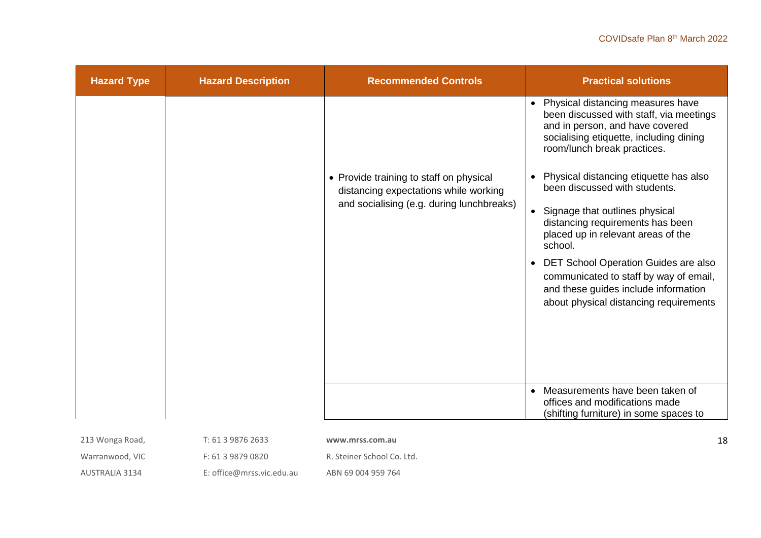| Hazard Type | Hazard Description | Recommended Controls | Practical solutions |
|---|---|---|---|
| | | • Provide training to staff on physical distancing expectations while working and socialising (e.g. during lunchbreaks) | • Physical distancing measures have been discussed with staff, via meetings and in person, and have covered socialising etiquette, including dining room/lunch break practices.<br>• Physical distancing etiquette has also been discussed with students.<br>• Signage that outlines physical distancing requirements has been placed up in relevant areas of the school.<br>• DET School Operation Guides are also communicated to staff by way of email, and these guides include information about physical distancing requirements |
| | | | • Measurements have been taken of offices and modifications made (shifting furniture) in some spaces to |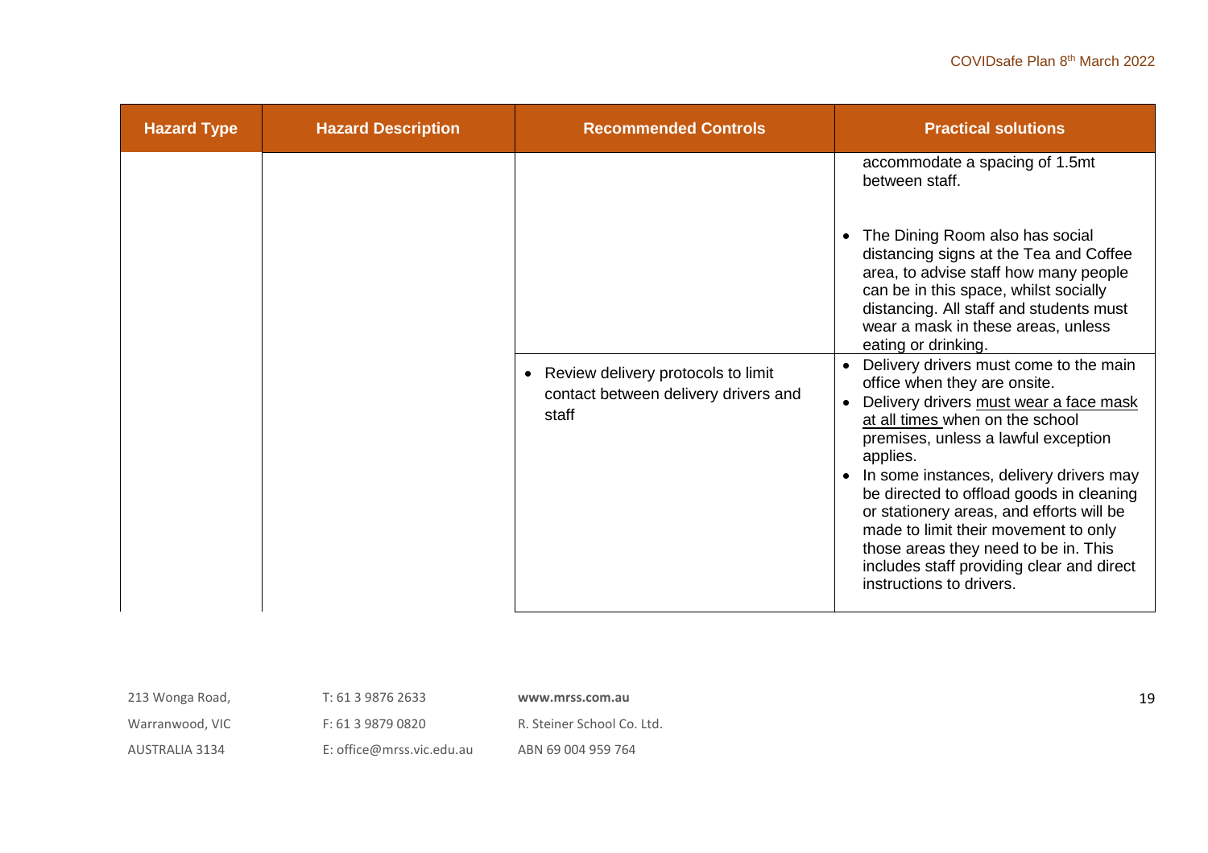| Hazard Type | Hazard Description | Recommended Controls | Practical solutions |
| --- | --- | --- | --- |
| | | | accommodate a spacing of 1.5mt between staff.<br><br>• The Dining Room also has social distancing signs at the Tea and Coffee area, to advise staff how many people can be in this space, whilst socially distancing. All staff and students must wear a mask in these areas, unless eating or drinking. |
| | | • Review delivery protocols to limit contact between delivery drivers and staff | • Delivery drivers must come to the main office when they are onsite.<br>• Delivery drivers <u>must wear a face mask at all times</u> when on the school premises, unless a lawful exception applies.<br>• In some instances, delivery drivers may be directed to offload goods in cleaning or stationery areas, and efforts will be made to limit their movement to only those areas they need to be in. This includes staff providing clear and direct instructions to drivers. |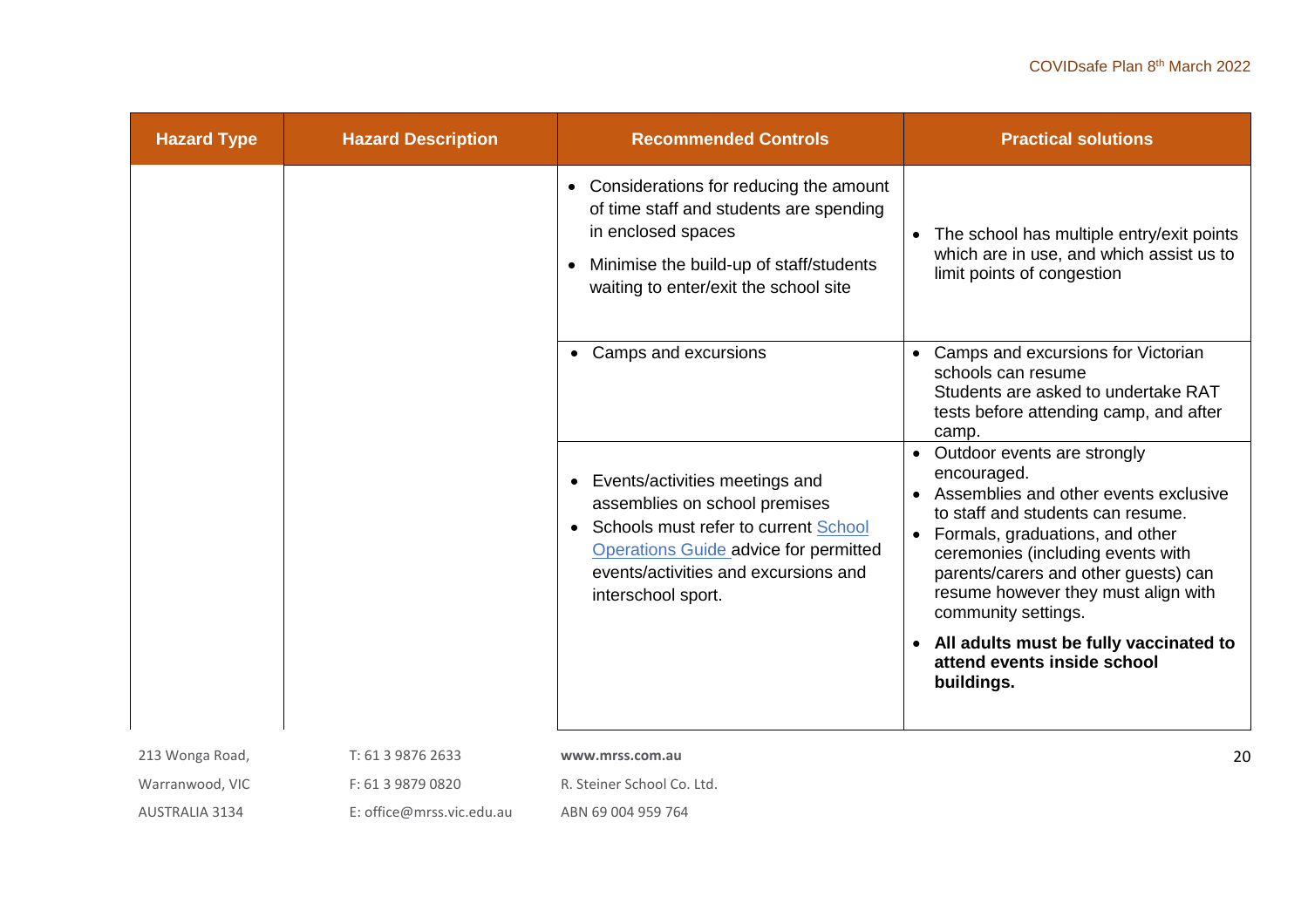| Hazard Type | Hazard Description | Recommended Controls | Practical solutions |
|---|---|---|---|
| | | • Considerations for reducing the amount of time staff and students are spending in enclosed spaces<br>• Minimise the build-up of staff/students waiting to enter/exit the school site | • The school has multiple entry/exit points which are in use, and which assist us to limit points of congestion |
| | | • Camps and excursions | • Camps and excursions for Victorian schools can resume<br>Students are asked to undertake RAT tests before attending camp, and after camp. |
| | | • Events/activities meetings and assemblies on school premises<br>• Schools must refer to current [School Operations Guide](School Operations Guide) advice for permitted events/activities and excursions and interschool sport. | • Outdoor events are strongly encouraged.<br>• Assemblies and other events exclusive to staff and students can resume.<br>• Formals, graduations, and other ceremonies (including events with parents/carers and other guests) can resume however they must align with community settings.<br>• **All adults must be fully vaccinated to attend events inside school buildings.** |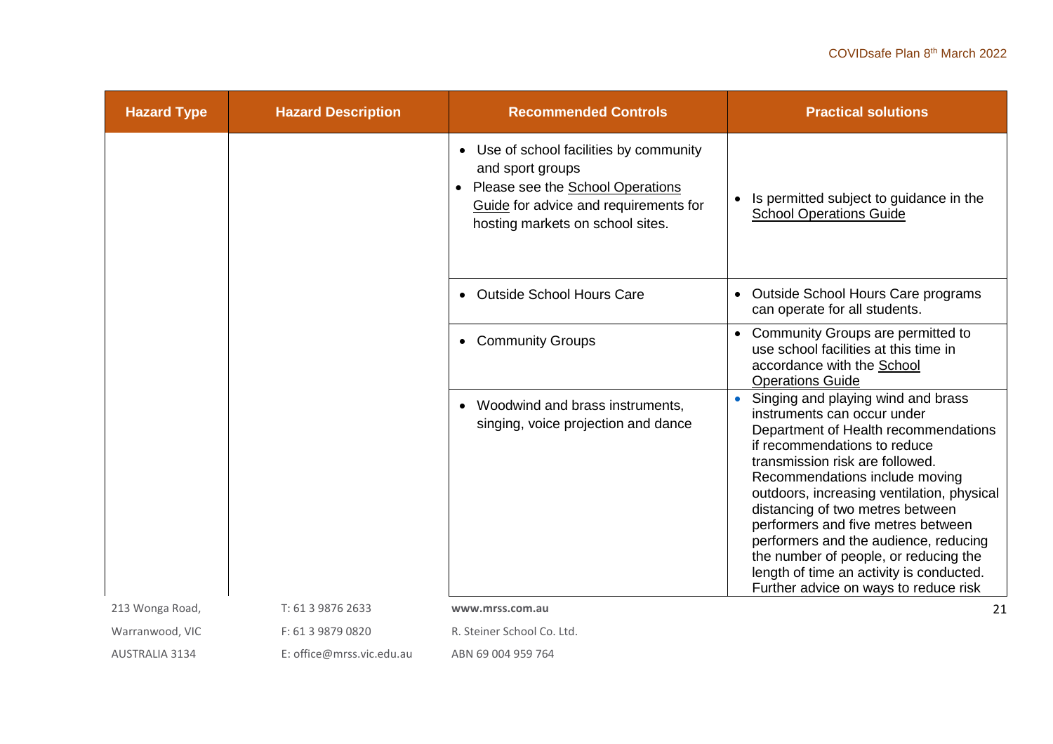| Hazard Type | Hazard Description | Recommended Controls | Practical solutions |
| --- | --- | --- | --- |
| | | • Use of school facilities by community and sport groups<br>• Please see the School Operations Guide for advice and requirements for hosting markets on school sites. | • Is permitted subject to guidance in the School Operations Guide |
| | | • Outside School Hours Care | • Outside School Hours Care programs can operate for all students. |
| | | • Community Groups | • Community Groups are permitted to use school facilities at this time in accordance with the School Operations Guide |
| | | • Woodwind and brass instruments, singing, voice projection and dance | • Singing and playing wind and brass instruments can occur under Department of Health recommendations if recommendations to reduce transmission risk are followed. Recommendations include moving outdoors, increasing ventilation, physical distancing of two metres between performers and five metres between performers and the audience, reducing the number of people, or reducing the length of time an activity is conducted. Further advice on ways to reduce risk |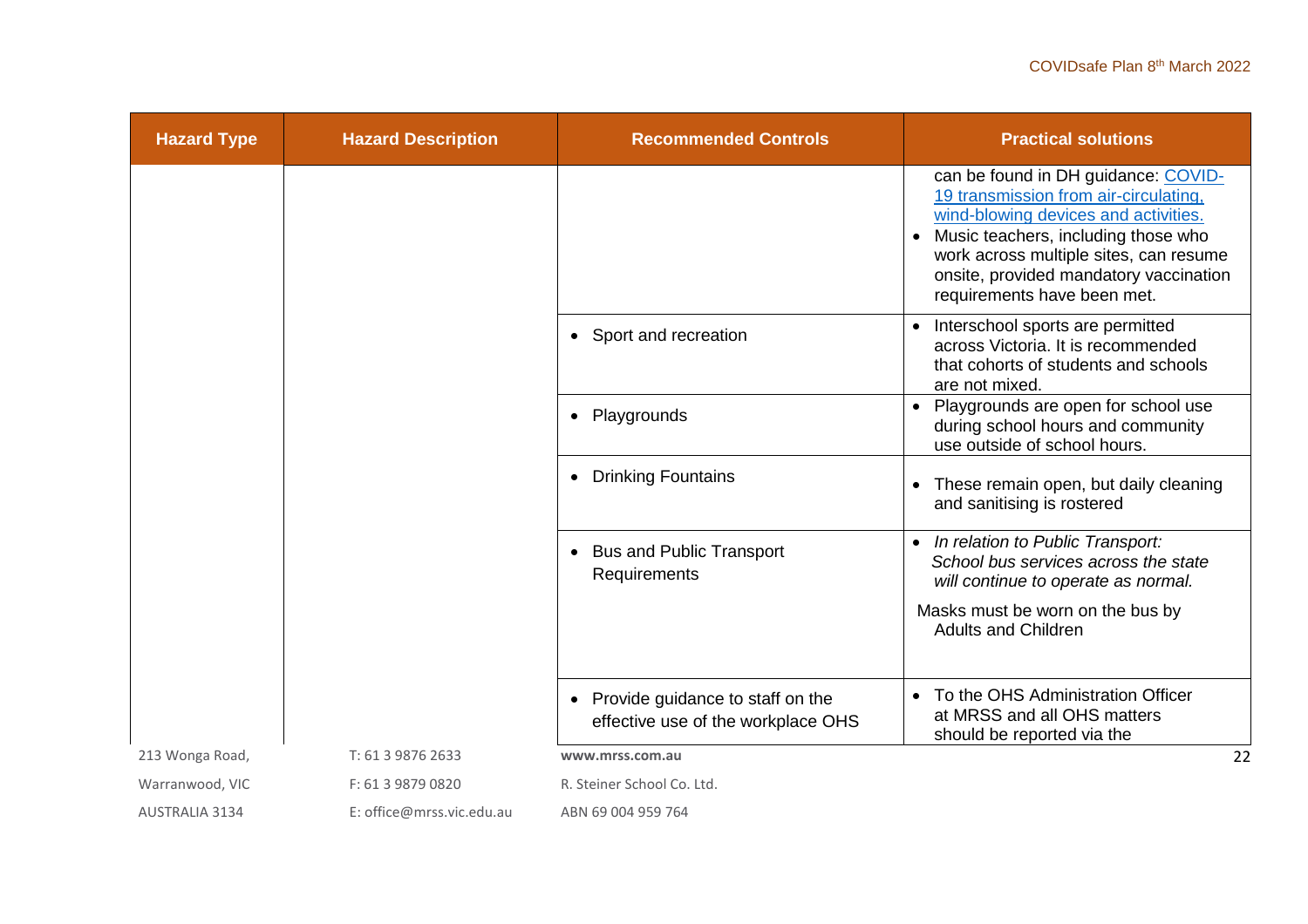| Hazard Type | Hazard Description | Recommended Controls | Practical solutions |
|---|---|---|---|
| | | | can be found in DH guidance: [COVID-19 transmission from air-circulating, wind-blowing devices and activities.](#) <br>• Music teachers, including those who work across multiple sites, can resume onsite, provided mandatory vaccination requirements have been met. |
| | | • Sport and recreation | • Interschool sports are permitted across Victoria. It is recommended that cohorts of students and schools are not mixed. |
| | | • Playgrounds | • Playgrounds are open for school use during school hours and community use outside of school hours. |
| | | • Drinking Fountains | • These remain open, but daily cleaning and sanitising is rostered |
| | | • Bus and Public Transport Requirements | • *In relation to Public Transport: School bus services across the state will continue to operate as normal.* <br>Masks must be worn on the bus by Adults and Children |
| | | • Provide guidance to staff on the effective use of the workplace OHS | • To the OHS Administration Officer at MRSS and all OHS matters should be reported via the |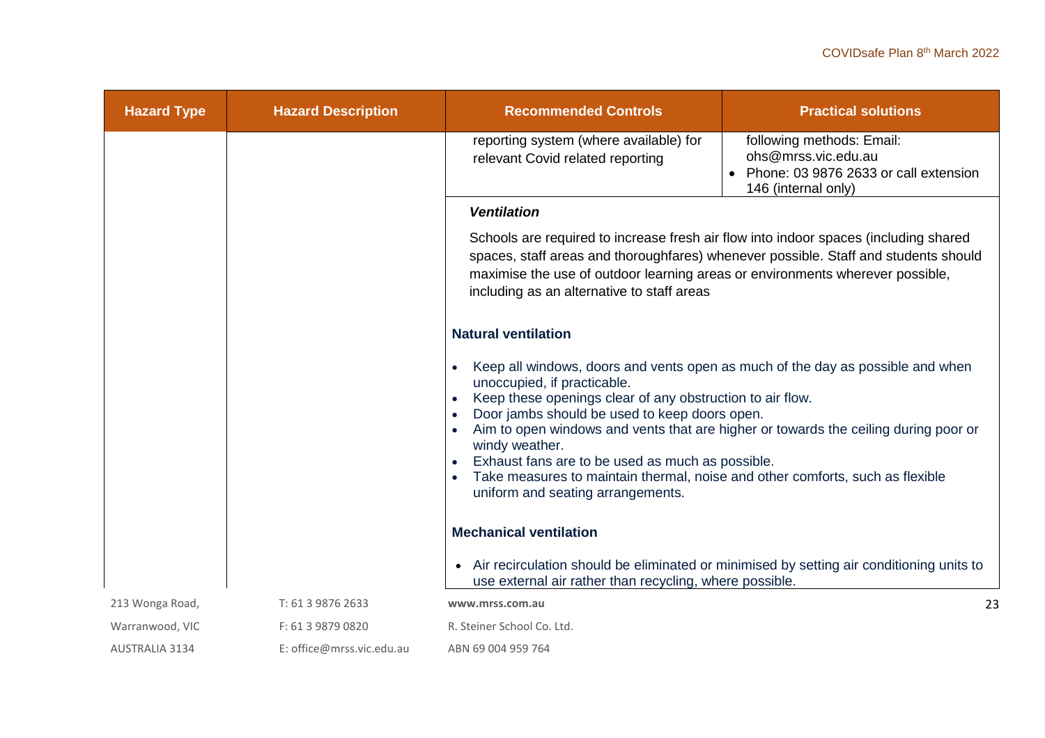| Hazard Type | Hazard Description | Recommended Controls | Practical solutions |
| --- | --- | --- | --- |
| | | reporting system (where available) for relevant Covid related reporting | following methods: Email: ohs@mrss.vic.edu.au<br>• Phone: 03 9876 2633 or call extension 146 (internal only) |
| | | ***Ventilation***<br><br>Schools are required to increase fresh air flow into indoor spaces (including shared spaces, staff areas and thoroughfares) whenever possible. Staff and students should maximise the use of outdoor learning areas or environments wherever possible, including as an alternative to staff areas<br><br>**Natural ventilation**<br><br>• Keep all windows, doors and vents open as much of the day as possible and when unoccupied, if practicable.<br>• Keep these openings clear of any obstruction to air flow.<br>• Door jambs should be used to keep doors open.<br>• Aim to open windows and vents that are higher or towards the ceiling during poor or windy weather.<br>• Exhaust fans are to be used as much as possible.<br>• Take measures to maintain thermal, noise and other comforts, such as flexible uniform and seating arrangements.<br><br>**Mechanical ventilation**<br><br>• Air recirculation should be eliminated or minimised by setting air conditioning units to use external air rather than recycling, where possible. | |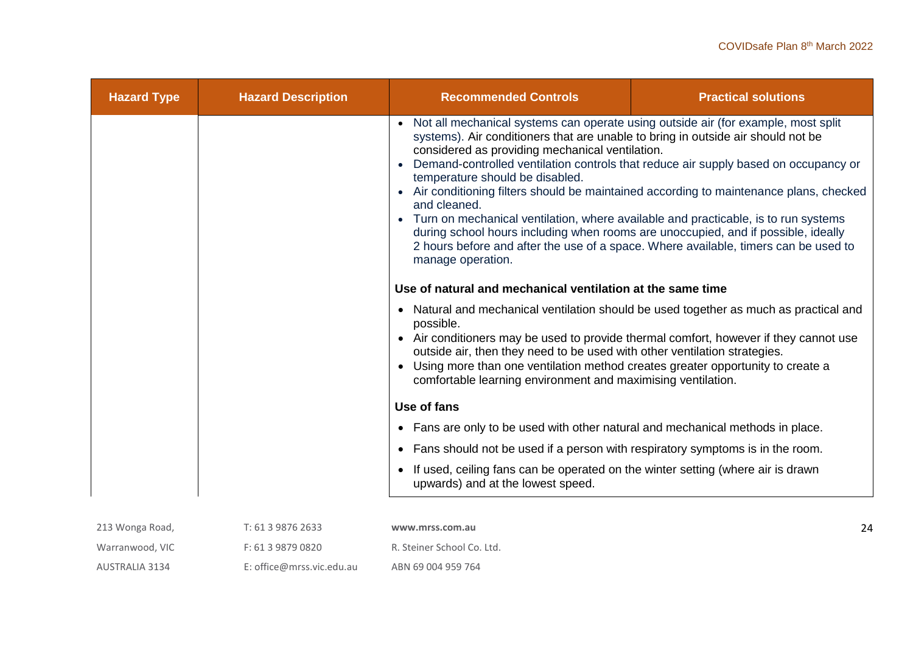| Hazard Type | Hazard Description | Recommended Controls | Practical solutions |
|---|---|---|---|
| | | • Not all mechanical systems can operate using outside air (for example, most split systems). Air conditioners that are unable to bring in outside air should not be considered as providing mechanical ventilation.<br>• Demand-controlled ventilation controls that reduce air supply based on occupancy or temperature should be disabled.<br>• Air conditioning filters should be maintained according to maintenance plans, checked and cleaned.<br>• Turn on mechanical ventilation, where available and practicable, is to run systems during school hours including when rooms are unoccupied, and if possible, ideally 2 hours before and after the use of a space. Where available, timers can be used to manage operation.<br><br>**Use of natural and mechanical ventilation at the same time**<br><br>• Natural and mechanical ventilation should be used together as much as practical and possible.<br>• Air conditioners may be used to provide thermal comfort, however if they cannot use outside air, then they need to be used with other ventilation strategies.<br>• Using more than one ventilation method creates greater opportunity to create a comfortable learning environment and maximising ventilation.<br><br>**Use of fans**<br><br>• Fans are only to be used with other natural and mechanical methods in place.<br>• Fans should not be used if a person with respiratory symptoms is in the room.<br>• If used, ceiling fans can be operated on the winter setting (where air is drawn upwards) and at the lowest speed. | |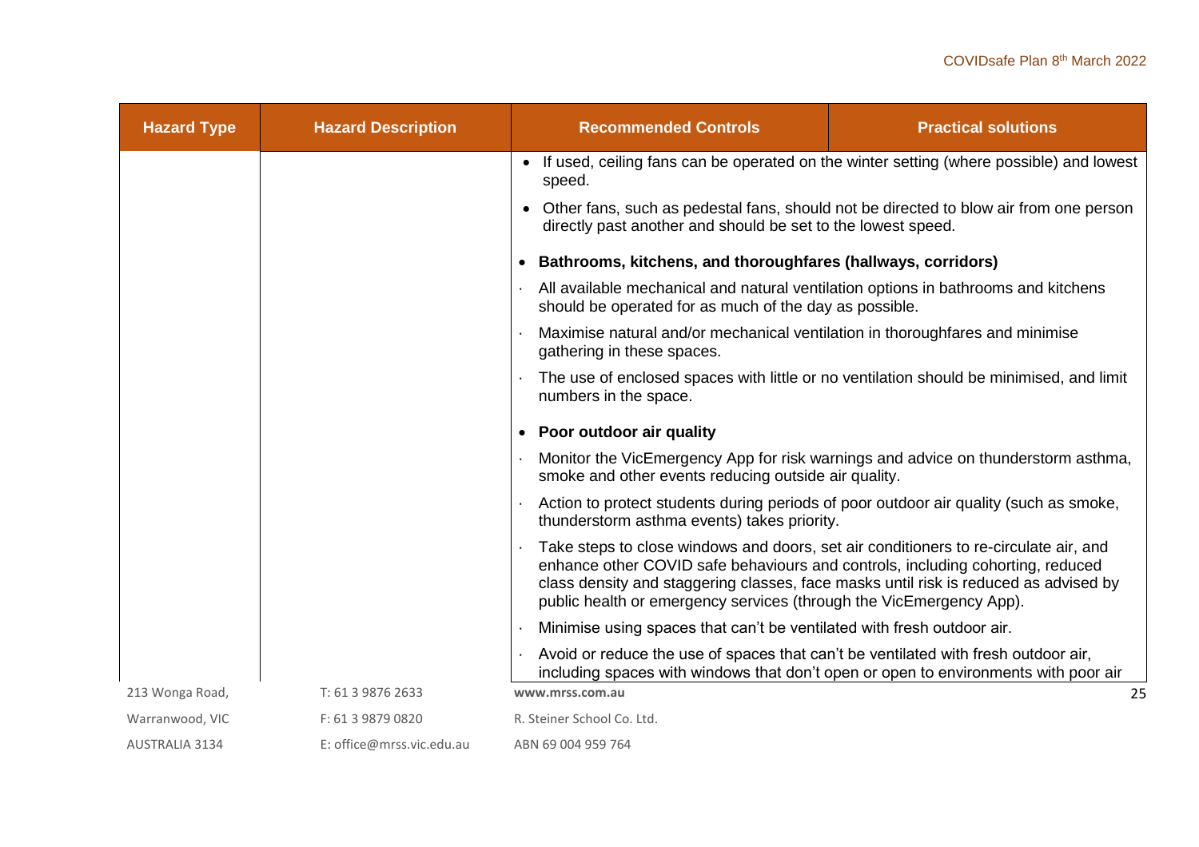| Hazard Type | Hazard Description | Recommended Controls | Practical solutions |
|---|---|---|---|
| | | • If used, ceiling fans can be operated on the winter setting (where possible) and lowest speed.<br>• Other fans, such as pedestal fans, should not be directed to blow air from one person directly past another and should be set to the lowest speed.<br>• **Bathrooms, kitchens, and thoroughfares (hallways, corridors)**<br>· All available mechanical and natural ventilation options in bathrooms and kitchens should be operated for as much of the day as possible.<br>· Maximise natural and/or mechanical ventilation in thoroughfares and minimise gathering in these spaces.<br>· The use of enclosed spaces with little or no ventilation should be minimised, and limit numbers in the space.<br>• **Poor outdoor air quality**<br>· Monitor the VicEmergency App for risk warnings and advice on thunderstorm asthma, smoke and other events reducing outside air quality.<br>· Action to protect students during periods of poor outdoor air quality (such as smoke, thunderstorm asthma events) takes priority.<br>· Take steps to close windows and doors, set air conditioners to re-circulate air, and enhance other COVID safe behaviours and controls, including cohorting, reduced class density and staggering classes, face masks until risk is reduced as advised by public health or emergency services (through the VicEmergency App).<br>· Minimise using spaces that can't be ventilated with fresh outdoor air.<br>· Avoid or reduce the use of spaces that can't be ventilated with fresh outdoor air, including spaces with windows that don't open or open to environments with poor air | |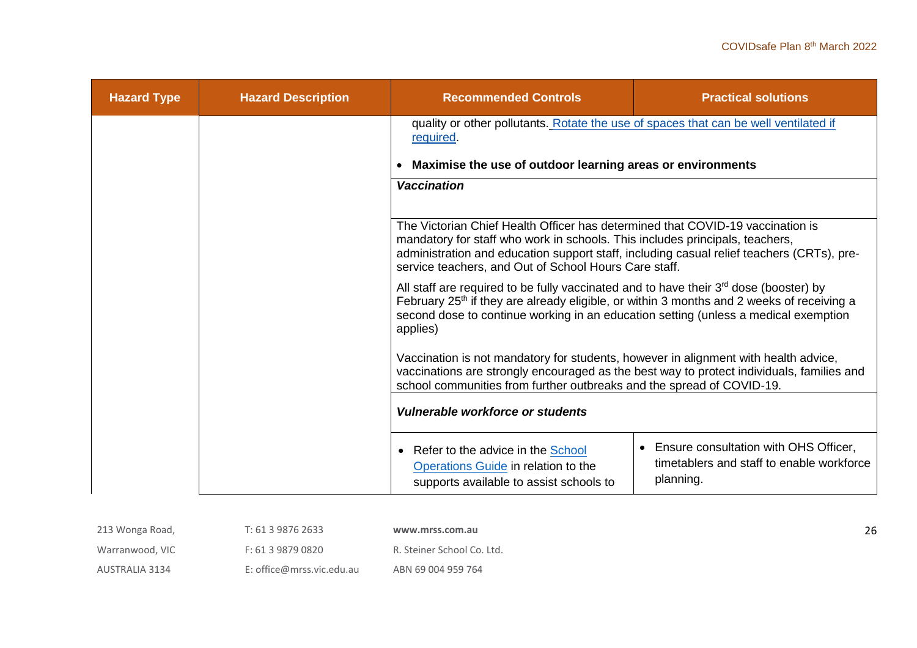| Hazard Type | Hazard Description | Recommended Controls | Practical solutions |
|---|---|---|---|
| | | quality or other pollutants. [Rotate the use of spaces that can be well ventilated if required](). <br><br> • **Maximise the use of outdoor learning areas or environments** | |
| | | ***Vaccination*** | |
| | | The Victorian Chief Health Officer has determined that COVID-19 vaccination is mandatory for staff who work in schools. This includes principals, teachers, administration and education support staff, including casual relief teachers (CRTs), pre-service teachers, and Out of School Hours Care staff. <br><br> All staff are required to be fully vaccinated and to have their 3rd dose (booster) by February 25th if they are already eligible, or within 3 months and 2 weeks of receiving a second dose to continue working in an education setting (unless a medical exemption applies) <br><br> Vaccination is not mandatory for students, however in alignment with health advice, vaccinations are strongly encouraged as the best way to protect individuals, families and school communities from further outbreaks and the spread of COVID-19. | |
| | | ***Vulnerable workforce or students*** | |
| | | • Refer to the advice in the [School Operations Guide]() in relation to the supports available to assist schools to | • Ensure consultation with OHS Officer, timetablers and staff to enable workforce planning. |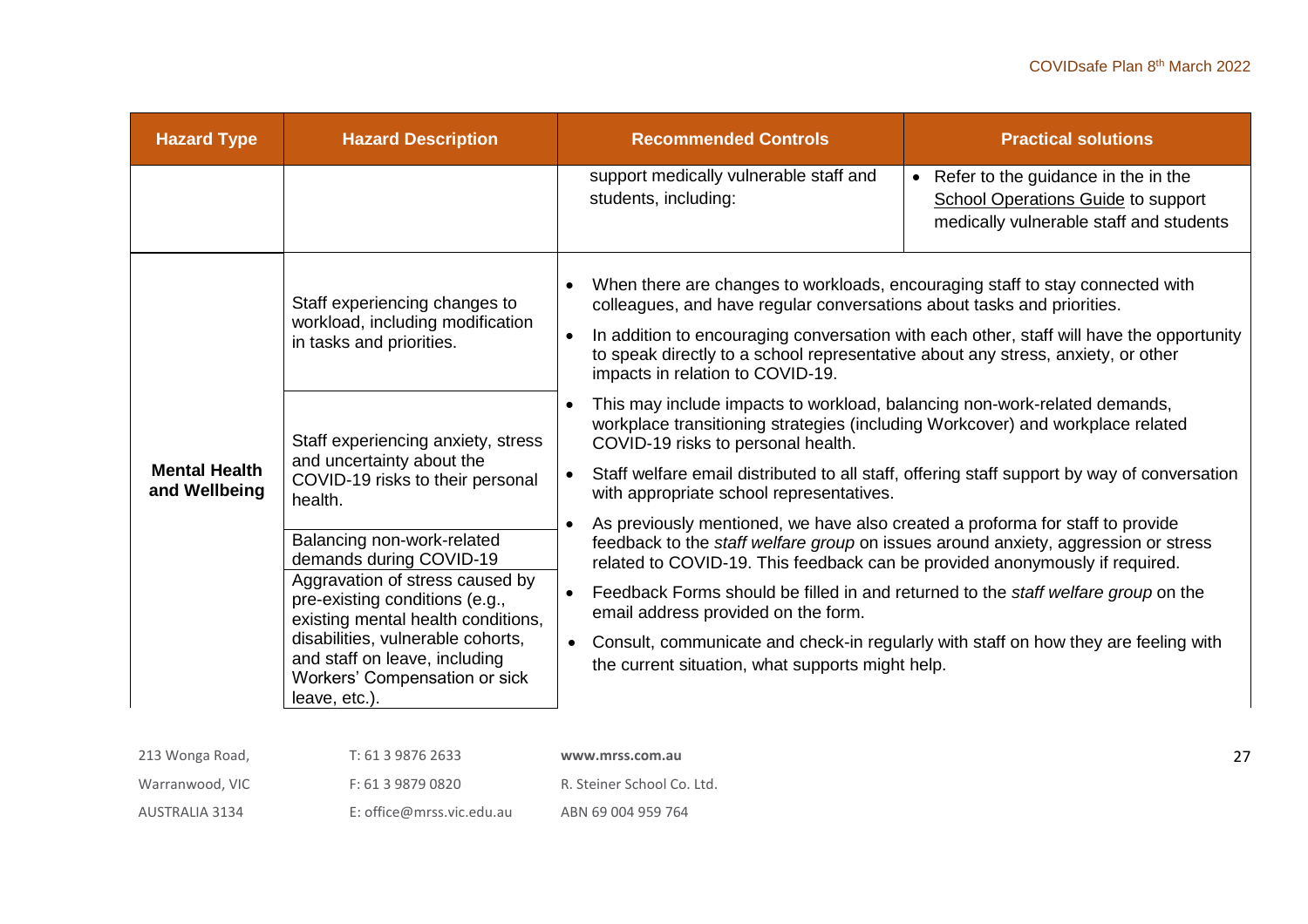| Hazard Type | Hazard Description | Recommended Controls | Practical solutions |
|---|---|---|---|
| | | support medically vulnerable staff and students, including: | • Refer to the guidance in the in the School Operations Guide to support medically vulnerable staff and students |
| **Mental Health and Wellbeing** | Staff experiencing changes to workload, including modification in tasks and priorities.<br><br>Staff experiencing anxiety, stress and uncertainty about the COVID-19 risks to their personal health.<br><br>Balancing non-work-related demands during COVID-19<br><br>Aggravation of stress caused by pre-existing conditions (e.g., existing mental health conditions, disabilities, vulnerable cohorts, and staff on leave, including Workers' Compensation or sick leave, etc.). | • When there are changes to workloads, encouraging staff to stay connected with colleagues, and have regular conversations about tasks and priorities.<br>• In addition to encouraging conversation with each other, staff will have the opportunity to speak directly to a school representative about any stress, anxiety, or other impacts in relation to COVID-19.<br>• This may include impacts to workload, balancing non-work-related demands, workplace transitioning strategies (including Workcover) and workplace related COVID-19 risks to personal health.<br>• Staff welfare email distributed to all staff, offering staff support by way of conversation with appropriate school representatives.<br>• As previously mentioned, we have also created a proforma for staff to provide feedback to the *staff welfare group* on issues around anxiety, aggression or stress related to COVID-19. This feedback can be provided anonymously if required.<br>• Feedback Forms should be filled in and returned to the *staff welfare group* on the email address provided on the form.<br>• Consult, communicate and check-in regularly with staff on how they are feeling with the current situation, what supports might help. | |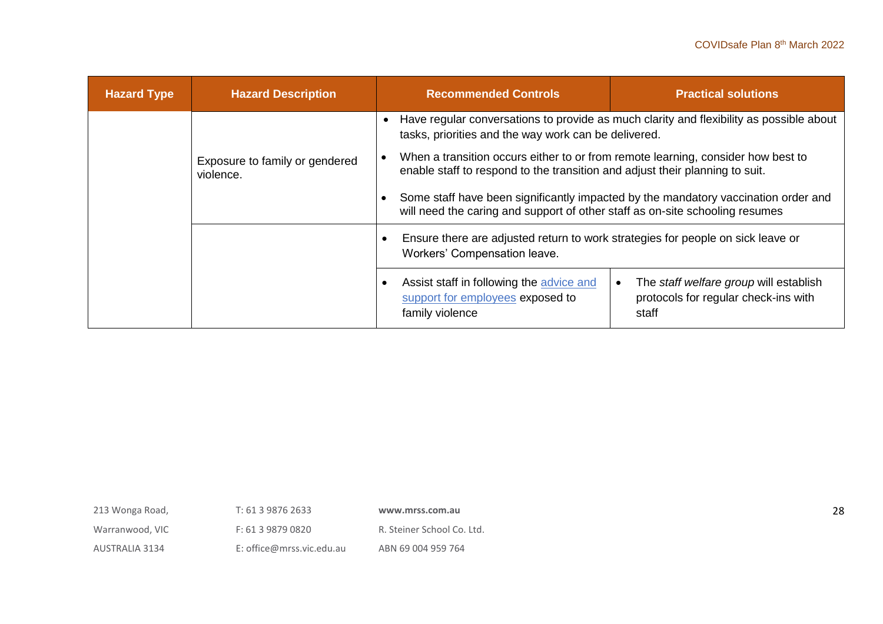| Hazard Type | Hazard Description | Recommended Controls | Practical solutions |
|---|---|---|---|
| | Exposure to family or gendered violence. | • Have regular conversations to provide as much clarity and flexibility as possible about tasks, priorities and the way work can be delivered.<br>• When a transition occurs either to or from remote learning, consider how best to enable staff to respond to the transition and adjust their planning to suit.<br>• Some staff have been significantly impacted by the mandatory vaccination order and will need the caring and support of other staff as on-site schooling resumes | |
| | | • Ensure there are adjusted return to work strategies for people on sick leave or Workers' Compensation leave. | |
| | | • Assist staff in following the advice and support for employees exposed to family violence | • The *staff welfare group* will establish protocols for regular check-ins with staff |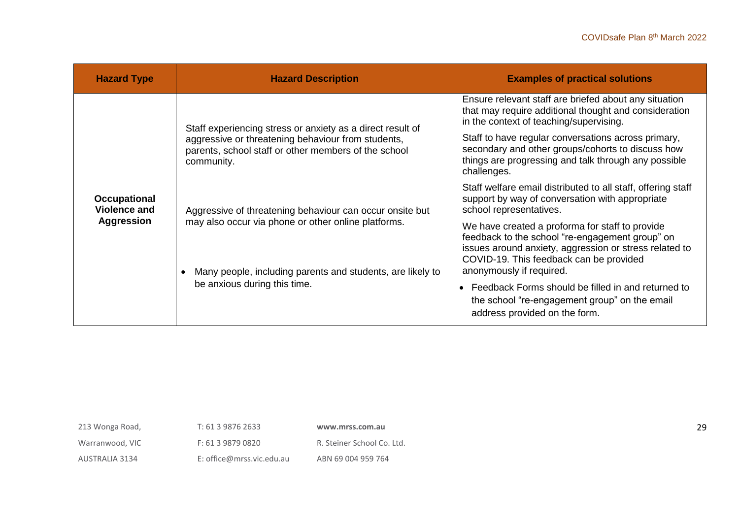| Hazard Type | Hazard Description | Examples of practical solutions |
| --- | --- | --- |
| **Occupational Violence and Aggression** | Staff experiencing stress or anxiety as a direct result of aggressive or threatening behaviour from students, parents, school staff or other members of the school community.<br><br>Aggressive of threatening behaviour can occur onsite but may also occur via phone or other online platforms.<br><br>• Many people, including parents and students, are likely to be anxious during this time. | Ensure relevant staff are briefed about any situation that may require additional thought and consideration in the context of teaching/supervising.<br><br>Staff to have regular conversations across primary, secondary and other groups/cohorts to discuss how things are progressing and talk through any possible challenges.<br><br>Staff welfare email distributed to all staff, offering staff support by way of conversation with appropriate school representatives.<br><br>We have created a proforma for staff to provide feedback to the school "re-engagement group" on issues around anxiety, aggression or stress related to COVID-19. This feedback can be provided anonymously if required.<br><br>• Feedback Forms should be filled in and returned to the school "re-engagement group" on the email address provided on the form. |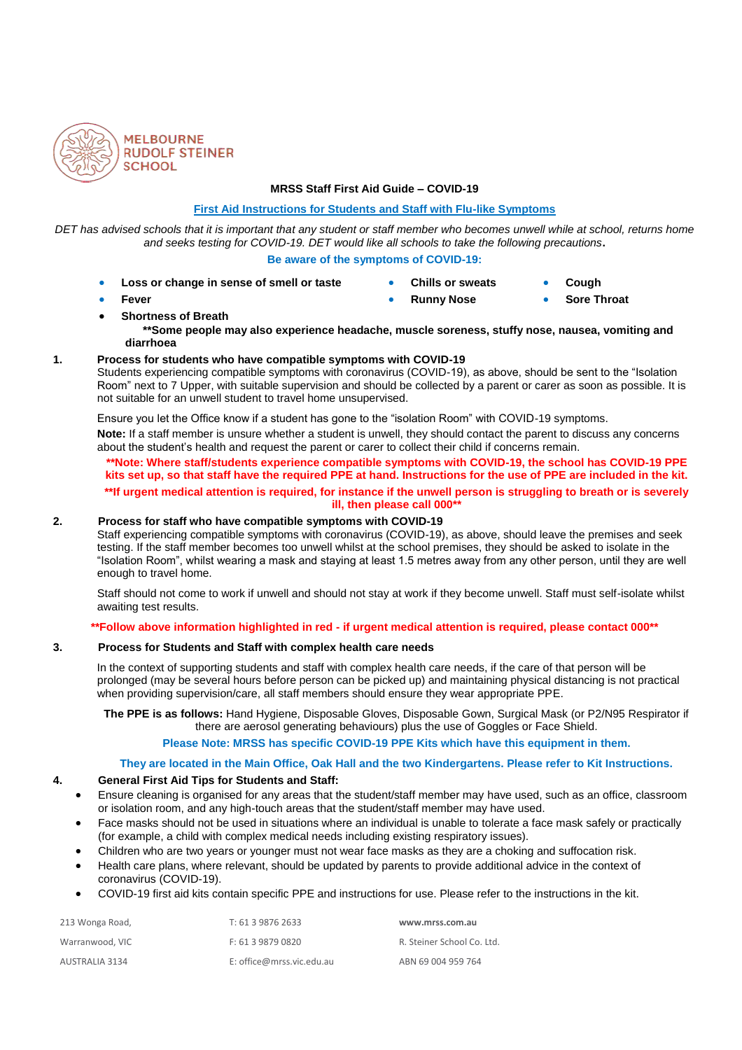MELBOURNE RUDOLF STEINER SCHOOL

# MRSS Staff First Aid Guide – COVID-19

## First Aid Instructions for Students and Staff with Flu-like Symptoms

*DET has advised schools that it is important that any student or staff member who becomes unwell while at school, returns home and seeks testing for COVID-19. DET would like all schools to take the following precautions.*

**Be aware of the symptoms of COVID-19:**

- **Loss or change in sense of smell or taste**
- **Chills or sweats**
- **Cough**
- **Fever**
- **Runny Nose**
- **Sore Throat**
- **Shortness of Breath**

**\*\*Some people may also experience headache, muscle soreness, stuffy nose, nausea, vomiting and diarrhoea**

**1. Process for students who have compatible symptoms with COVID-19**

Students experiencing compatible symptoms with coronavirus (COVID-19), as above, should be sent to the "Isolation Room" next to 7 Upper, with suitable supervision and should be collected by a parent or carer as soon as possible. It is not suitable for an unwell student to travel home unsupervised.

Ensure you let the Office know if a student has gone to the "isolation Room" with COVID-19 symptoms.

**Note:** If a staff member is unsure whether a student is unwell, they should contact the parent to discuss any concerns about the student's health and request the parent or carer to collect their child if concerns remain.

**\*\*Note: Where staff/students experience compatible symptoms with COVID-19, the school has COVID-19 PPE kits set up, so that staff have the required PPE at hand. Instructions for the use of PPE are included in the kit.**

**\*\*If urgent medical attention is required, for instance if the unwell person is struggling to breath or is severely ill, then please call 000\*\***

**2. Process for staff who have compatible symptoms with COVID-19**

Staff experiencing compatible symptoms with coronavirus (COVID-19), as above, should leave the premises and seek testing. If the staff member becomes too unwell whilst at the school premises, they should be asked to isolate in the "Isolation Room", whilst wearing a mask and staying at least 1.5 metres away from any other person, until they are well enough to travel home.

Staff should not come to work if unwell and should not stay at work if they become unwell. Staff must self-isolate whilst awaiting test results.

**\*\*Follow above information highlighted in red - if urgent medical attention is required, please contact 000\*\***

**3. Process for Students and Staff with complex health care needs**

In the context of supporting students and staff with complex health care needs, if the care of that person will be prolonged (may be several hours before person can be picked up) and maintaining physical distancing is not practical when providing supervision/care, all staff members should ensure they wear appropriate PPE.

**The PPE is as follows:** Hand Hygiene, Disposable Gloves, Disposable Gown, Surgical Mask (or P2/N95 Respirator if there are aerosol generating behaviours) plus the use of Goggles or Face Shield.

**Please Note: MRSS has specific COVID-19 PPE Kits which have this equipment in them.**

**They are located in the Main Office, Oak Hall and the two Kindergartens. Please refer to Kit Instructions.**

**4. General First Aid Tips for Students and Staff:**

- Ensure cleaning is organised for any areas that the student/staff member may have used, such as an office, classroom or isolation room, and any high-touch areas that the student/staff member may have used.
- Face masks should not be used in situations where an individual is unable to tolerate a face mask safely or practically (for example, a child with complex medical needs including existing respiratory issues).
- Children who are two years or younger must not wear face masks as they are a choking and suffocation risk.
- Health care plans, where relevant, should be updated by parents to provide additional advice in the context of coronavirus (COVID-19).
- COVID-19 first aid kits contain specific PPE and instructions for use. Please refer to the instructions in the kit.

213 Wonga Road, Warranwood, VIC AUSTRALIA 3134
T: 61 3 9876 2633
F: 61 3 9879 0820
E: office@mrss.vic.edu.au
www.mrss.com.au
R. Steiner School Co. Ltd.
ABN 69 004 959 764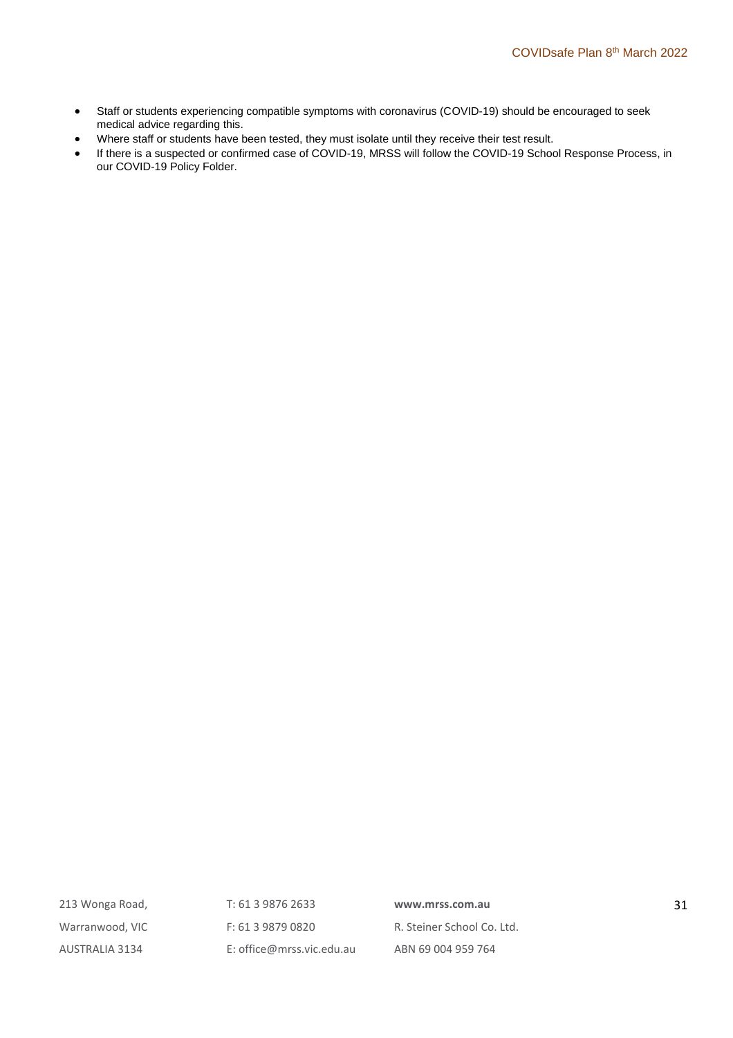- Staff or students experiencing compatible symptoms with coronavirus (COVID-19) should be encouraged to seek medical advice regarding this.
- Where staff or students have been tested, they must isolate until they receive their test result.
- If there is a suspected or confirmed case of COVID-19, MRSS will follow the COVID-19 School Response Process, in our COVID-19 Policy Folder.